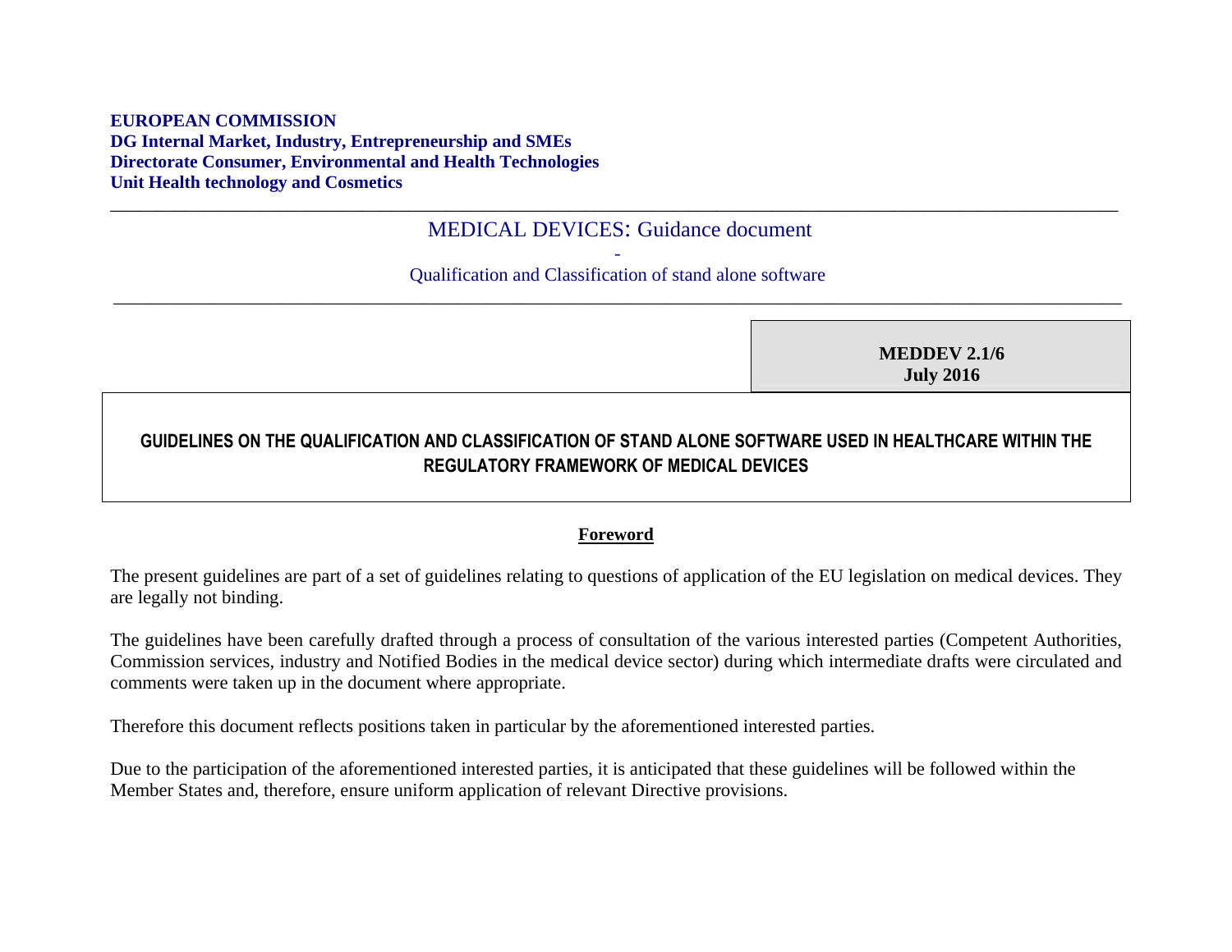**EUROPEAN COMMISSION**
**DG Internal Market, Industry, Entrepreneurship and SMEs**
**Directorate Consumer, Environmental and Health Technologies**
**Unit Health technology and Cosmetics**

---

MEDICAL DEVICES: Guidance document
-
Qualification and Classification of stand alone software

---

**MEDDEV 2.1/6**
**July 2016**

# GUIDELINES ON THE QUALIFICATION AND CLASSIFICATION OF STAND ALONE SOFTWARE USED IN HEALTHCARE WITHIN THE REGULATORY FRAMEWORK OF MEDICAL DEVICES

## Foreword

The present guidelines are part of a set of guidelines relating to questions of application of the EU legislation on medical devices. They are legally not binding.

The guidelines have been carefully drafted through a process of consultation of the various interested parties (Competent Authorities, Commission services, industry and Notified Bodies in the medical device sector) during which intermediate drafts were circulated and comments were taken up in the document where appropriate.

Therefore this document reflects positions taken in particular by the aforementioned interested parties.

Due to the participation of the aforementioned interested parties, it is anticipated that these guidelines will be followed within the Member States and, therefore, ensure uniform application of relevant Directive provisions.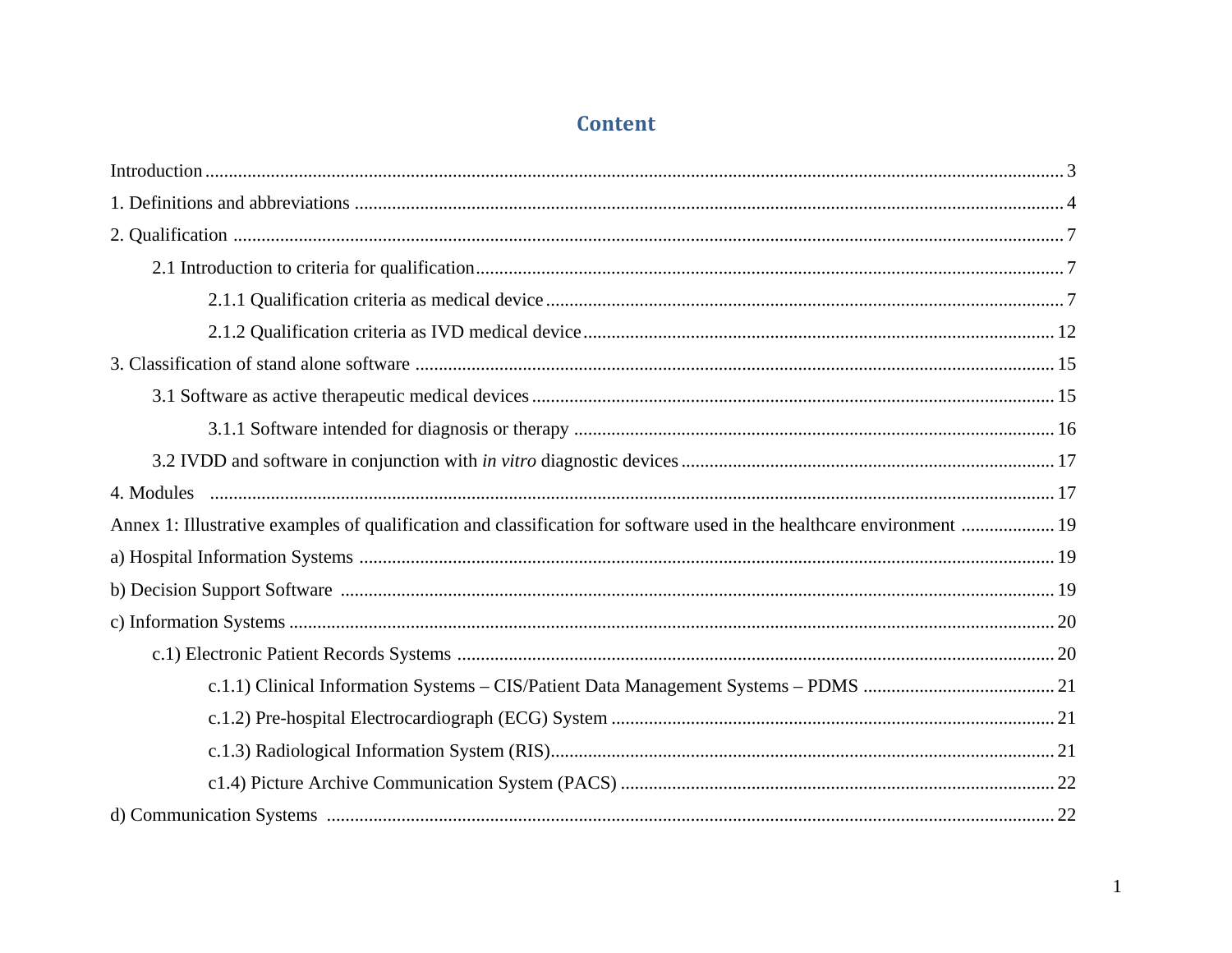## Content

Introduction ..... 3

1. Definitions and abbreviations ..... 4

2. Qualification ..... 7

  2.1 Introduction to criteria for qualification ..... 7

    2.1.1 Qualification criteria as medical device ..... 7

    2.1.2 Qualification criteria as IVD medical device ..... 12

3. Classification of stand alone software ..... 15

  3.1 Software as active therapeutic medical devices ..... 15

    3.1.1 Software intended for diagnosis or therapy ..... 16

  3.2 IVDD and software in conjunction with *in vitro* diagnostic devices ..... 17

4. Modules ..... 17

Annex 1: Illustrative examples of qualification and classification for software used in the healthcare environment ..... 19

a) Hospital Information Systems ..... 19

b) Decision Support Software ..... 19

c) Information Systems ..... 20

  c.1) Electronic Patient Records Systems ..... 20

    c.1.1) Clinical Information Systems – CIS/Patient Data Management Systems – PDMS ..... 21

    c.1.2) Pre-hospital Electrocardiograph (ECG) System ..... 21

    c.1.3) Radiological Information System (RIS) ..... 21

    c1.4) Picture Archive Communication System (PACS) ..... 22

d) Communication Systems ..... 22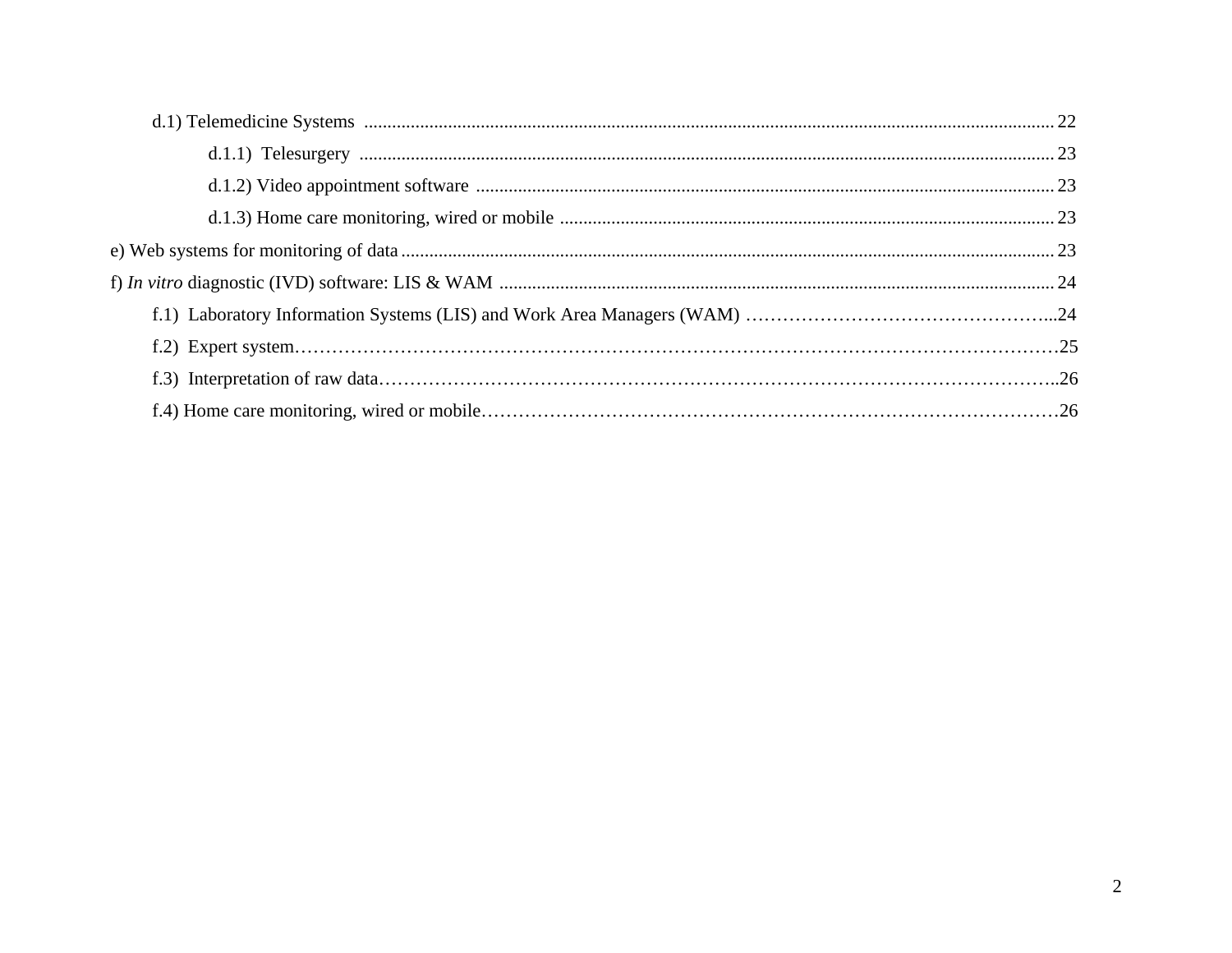d.1) Telemedicine Systems ..................................................................................................................................... 22

d.1.1) Telesurgery ..................................................................................................................................... 23

d.1.2) Video appointment software ........................................................................................................... 23

d.1.3) Home care monitoring, wired or mobile ......................................................................................... 23

e) Web systems for monitoring of data ........................................................................................................... 23

f) *In vitro* diagnostic (IVD) software: LIS & WAM ....................................................................................... 24

f.1) Laboratory Information Systems (LIS) and Work Area Managers (WAM) …………………………………………...24

f.2) Expert system……………………………………………………………………………………………………25

f.3) Interpretation of raw data……………………………………………………………………………………..26

f.4) Home care monitoring, wired or mobile………………………………………………………………………26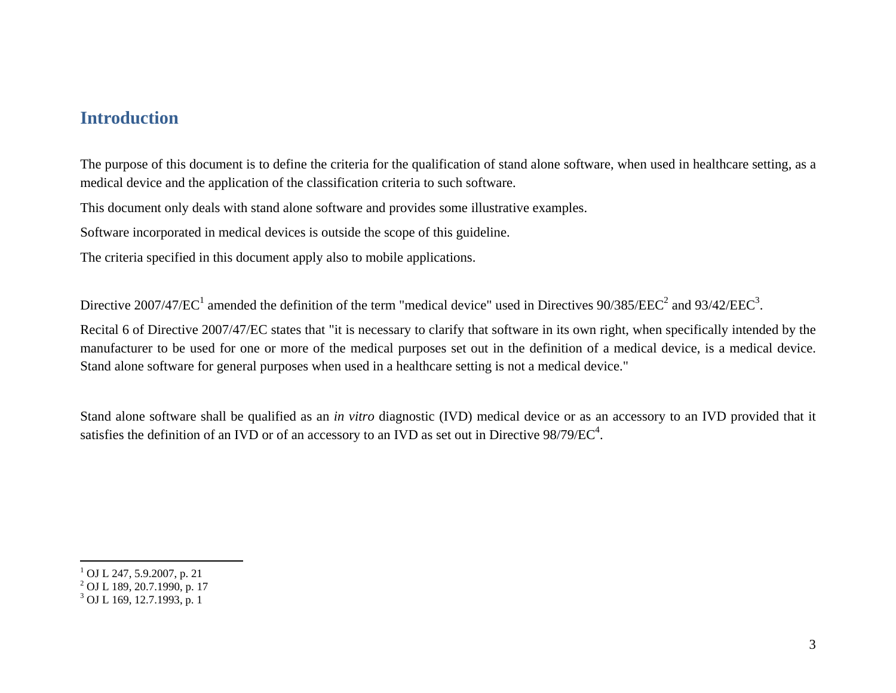## Introduction

The purpose of this document is to define the criteria for the qualification of stand alone software, when used in healthcare setting, as a medical device and the application of the classification criteria to such software.

This document only deals with stand alone software and provides some illustrative examples.

Software incorporated in medical devices is outside the scope of this guideline.

The criteria specified in this document apply also to mobile applications.

Directive 2007/47/EC[1] amended the definition of the term "medical device" used in Directives 90/385/EEC[2] and 93/42/EEC[3].

Recital 6 of Directive 2007/47/EC states that "it is necessary to clarify that software in its own right, when specifically intended by the manufacturer to be used for one or more of the medical purposes set out in the definition of a medical device, is a medical device. Stand alone software for general purposes when used in a healthcare setting is not a medical device."

Stand alone software shall be qualified as an *in vitro* diagnostic (IVD) medical device or as an accessory to an IVD provided that it satisfies the definition of an IVD or of an accessory to an IVD as set out in Directive 98/79/EC[4].

---

[1] OJ L 247, 5.9.2007, p. 21

[2] OJ L 189, 20.7.1990, p. 17

[3] OJ L 169, 12.7.1993, p. 1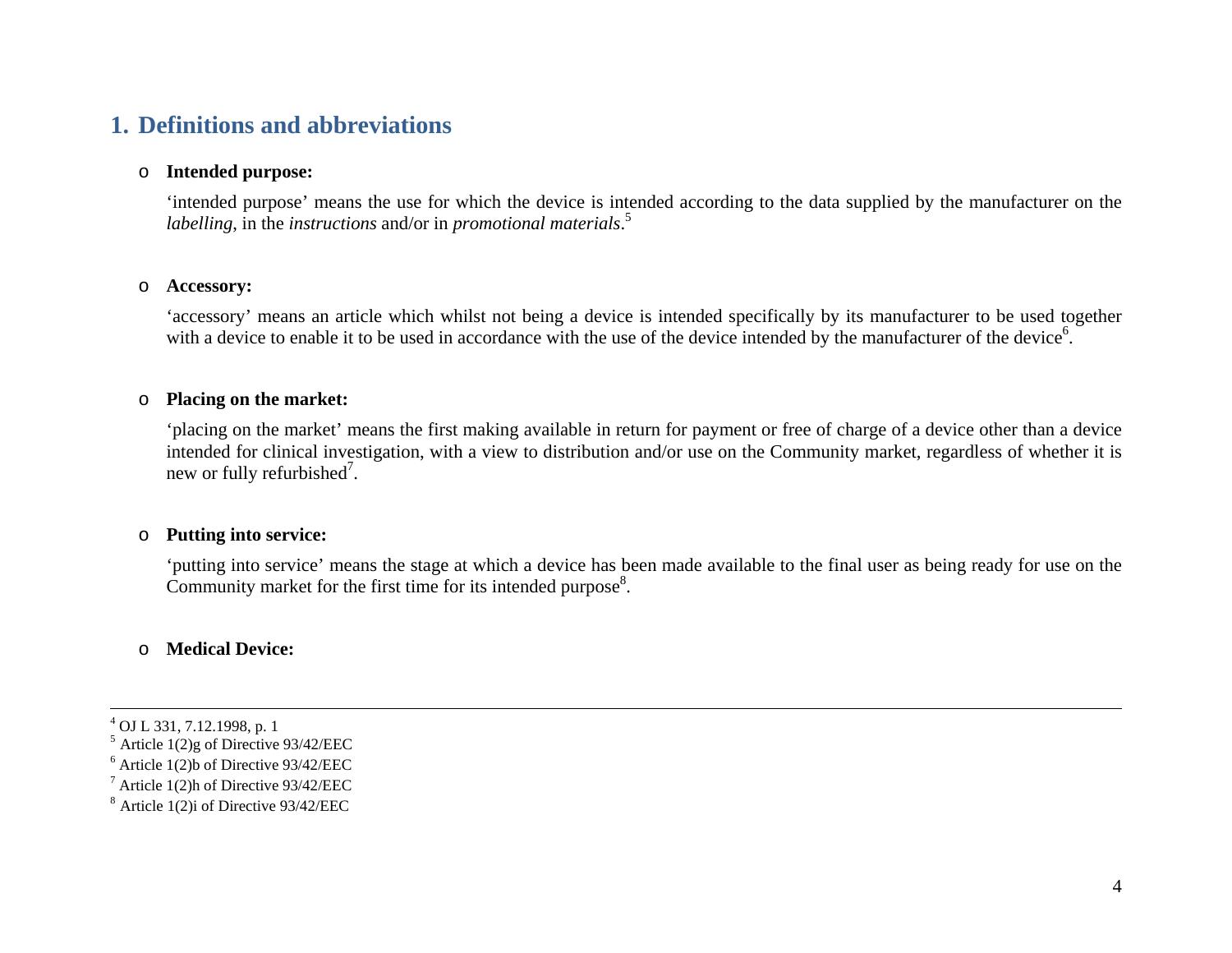# 1. Definitions and abbreviations

- **Intended purpose:**

  'intended purpose' means the use for which the device is intended according to the data supplied by the manufacturer on the *labelling*, in the *instructions* and/or in *promotional materials*.[5]

- **Accessory:**

  'accessory' means an article which whilst not being a device is intended specifically by its manufacturer to be used together with a device to enable it to be used in accordance with the use of the device intended by the manufacturer of the device[6].

- **Placing on the market:**

  'placing on the market' means the first making available in return for payment or free of charge of a device other than a device intended for clinical investigation, with a view to distribution and/or use on the Community market, regardless of whether it is new or fully refurbished[7].

- **Putting into service:**

  'putting into service' means the stage at which a device has been made available to the final user as being ready for use on the Community market for the first time for its intended purpose[8].

- **Medical Device:**

---

[4] OJ L 331, 7.12.1998, p. 1

[5] Article 1(2)g of Directive 93/42/EEC

[6] Article 1(2)b of Directive 93/42/EEC

[7] Article 1(2)h of Directive 93/42/EEC

[8] Article 1(2)i of Directive 93/42/EEC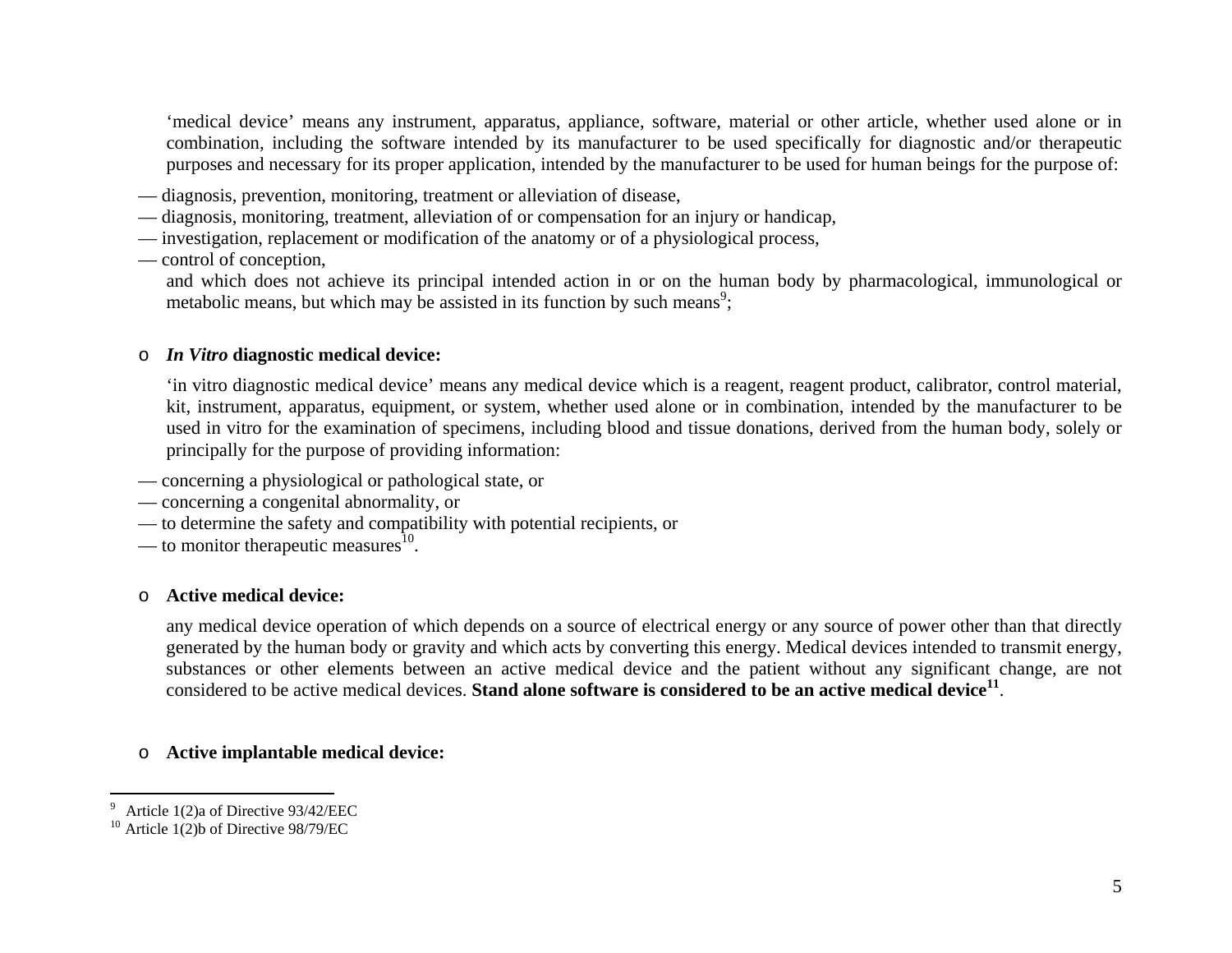'medical device' means any instrument, apparatus, appliance, software, material or other article, whether used alone or in combination, including the software intended by its manufacturer to be used specifically for diagnostic and/or therapeutic purposes and necessary for its proper application, intended by the manufacturer to be used for human beings for the purpose of:

— diagnosis, prevention, monitoring, treatment or alleviation of disease,
— diagnosis, monitoring, treatment, alleviation of or compensation for an injury or handicap,
— investigation, replacement or modification of the anatomy or of a physiological process,
— control of conception,

and which does not achieve its principal intended action in or on the human body by pharmacological, immunological or metabolic means, but which may be assisted in its function by such means[9];

- ***In Vitro* diagnostic medical device:**

  'in vitro diagnostic medical device' means any medical device which is a reagent, reagent product, calibrator, control material, kit, instrument, apparatus, equipment, or system, whether used alone or in combination, intended by the manufacturer to be used in vitro for the examination of specimens, including blood and tissue donations, derived from the human body, solely or principally for the purpose of providing information:

— concerning a physiological or pathological state, or
— concerning a congenital abnormality, or
— to determine the safety and compatibility with potential recipients, or
— to monitor therapeutic measures[10].

- **Active medical device:**

  any medical device operation of which depends on a source of electrical energy or any source of power other than that directly generated by the human body or gravity and which acts by converting this energy. Medical devices intended to transmit energy, substances or other elements between an active medical device and the patient without any significant change, are not considered to be active medical devices. **Stand alone software is considered to be an active medical device[11]**.

- **Active implantable medical device:**

---

[9] Article 1(2)a of Directive 93/42/EEC
[10] Article 1(2)b of Directive 98/79/EC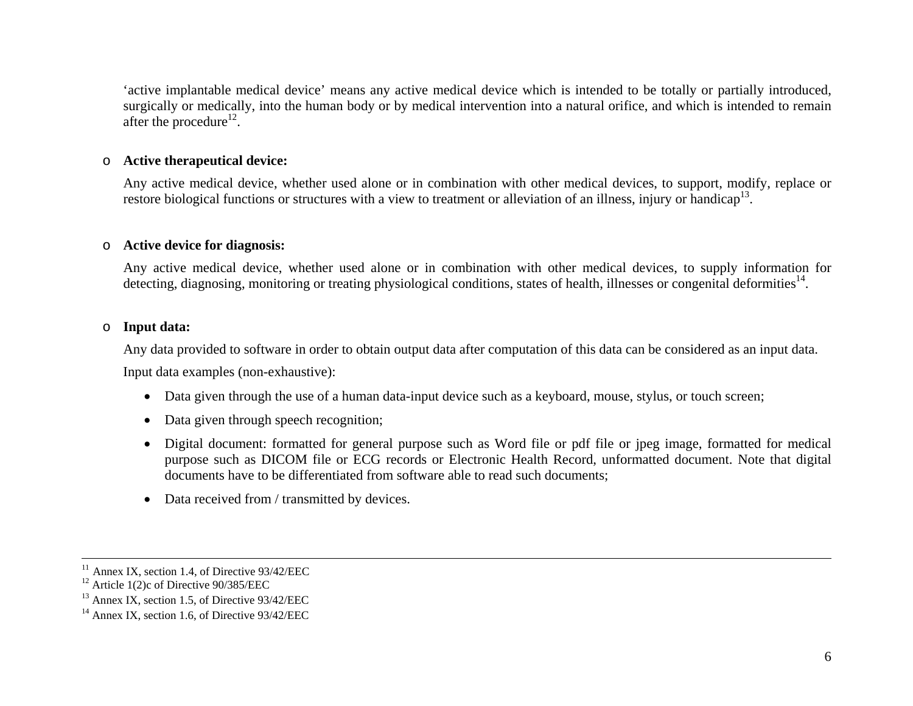'active implantable medical device' means any active medical device which is intended to be totally or partially introduced, surgically or medically, into the human body or by medical intervention into a natural orifice, and which is intended to remain after the procedure[12].

- **Active therapeutical device:**

  Any active medical device, whether used alone or in combination with other medical devices, to support, modify, replace or restore biological functions or structures with a view to treatment or alleviation of an illness, injury or handicap[13].

- **Active device for diagnosis:**

  Any active medical device, whether used alone or in combination with other medical devices, to supply information for detecting, diagnosing, monitoring or treating physiological conditions, states of health, illnesses or congenital deformities[14].

- **Input data:**

  Any data provided to software in order to obtain output data after computation of this data can be considered as an input data.

  Input data examples (non-exhaustive):

  - Data given through the use of a human data-input device such as a keyboard, mouse, stylus, or touch screen;
  - Data given through speech recognition;
  - Digital document: formatted for general purpose such as Word file or pdf file or jpeg image, formatted for medical purpose such as DICOM file or ECG records or Electronic Health Record, unformatted document. Note that digital documents have to be differentiated from software able to read such documents;
  - Data received from / transmitted by devices.

---

[11] Annex IX, section 1.4, of Directive 93/42/EEC
[12] Article 1(2)c of Directive 90/385/EEC
[13] Annex IX, section 1.5, of Directive 93/42/EEC
[14] Annex IX, section 1.6, of Directive 93/42/EEC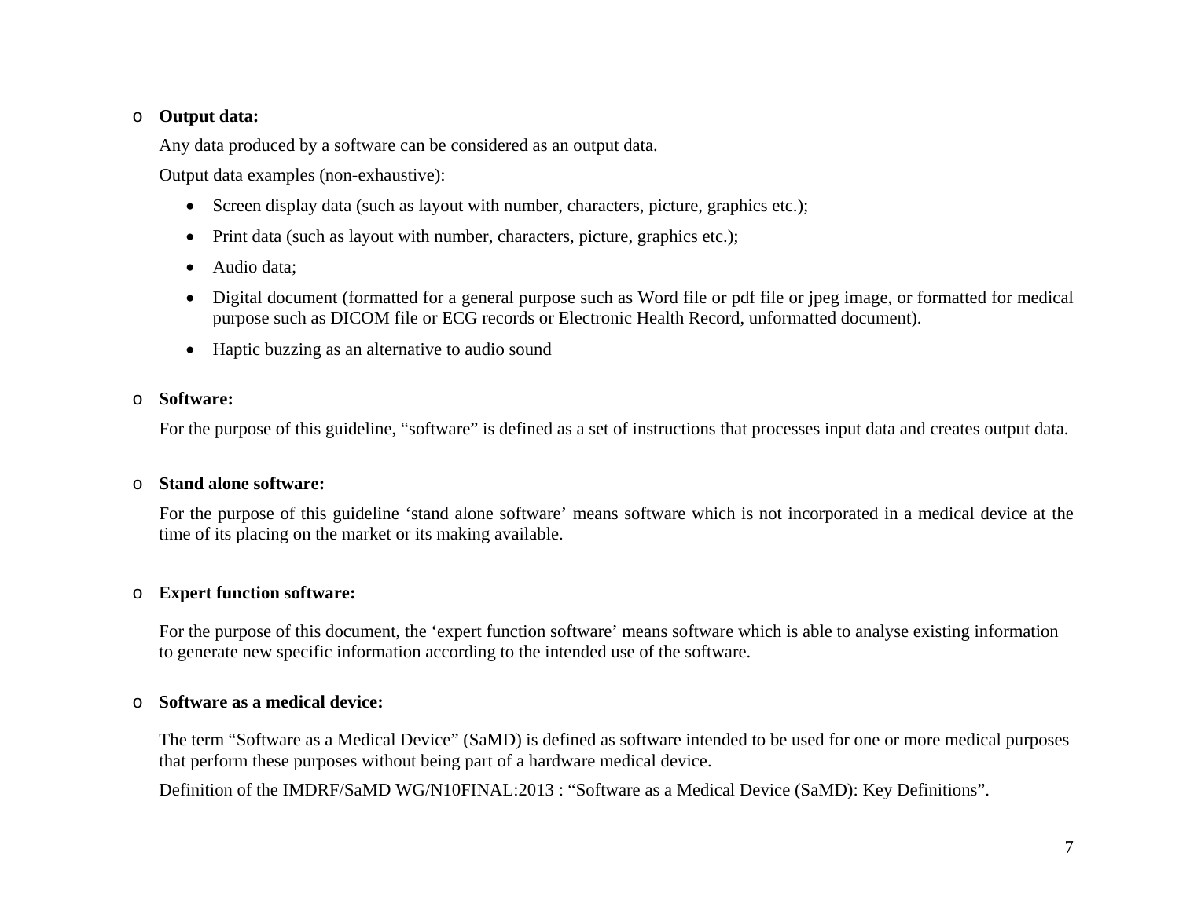- **Output data:**

  Any data produced by a software can be considered as an output data.

  Output data examples (non-exhaustive):

  - Screen display data (such as layout with number, characters, picture, graphics etc.);
  - Print data (such as layout with number, characters, picture, graphics etc.);
  - Audio data;
  - Digital document (formatted for a general purpose such as Word file or pdf file or jpeg image, or formatted for medical purpose such as DICOM file or ECG records or Electronic Health Record, unformatted document).
  - Haptic buzzing as an alternative to audio sound

- **Software:**

  For the purpose of this guideline, "software" is defined as a set of instructions that processes input data and creates output data.

- **Stand alone software:**

  For the purpose of this guideline 'stand alone software' means software which is not incorporated in a medical device at the time of its placing on the market or its making available.

- **Expert function software:**

  For the purpose of this document, the 'expert function software' means software which is able to analyse existing information to generate new specific information according to the intended use of the software.

- **Software as a medical device:**

  The term "Software as a Medical Device" (SaMD) is defined as software intended to be used for one or more medical purposes that perform these purposes without being part of a hardware medical device.

  Definition of the IMDRF/SaMD WG/N10FINAL:2013 : "Software as a Medical Device (SaMD): Key Definitions".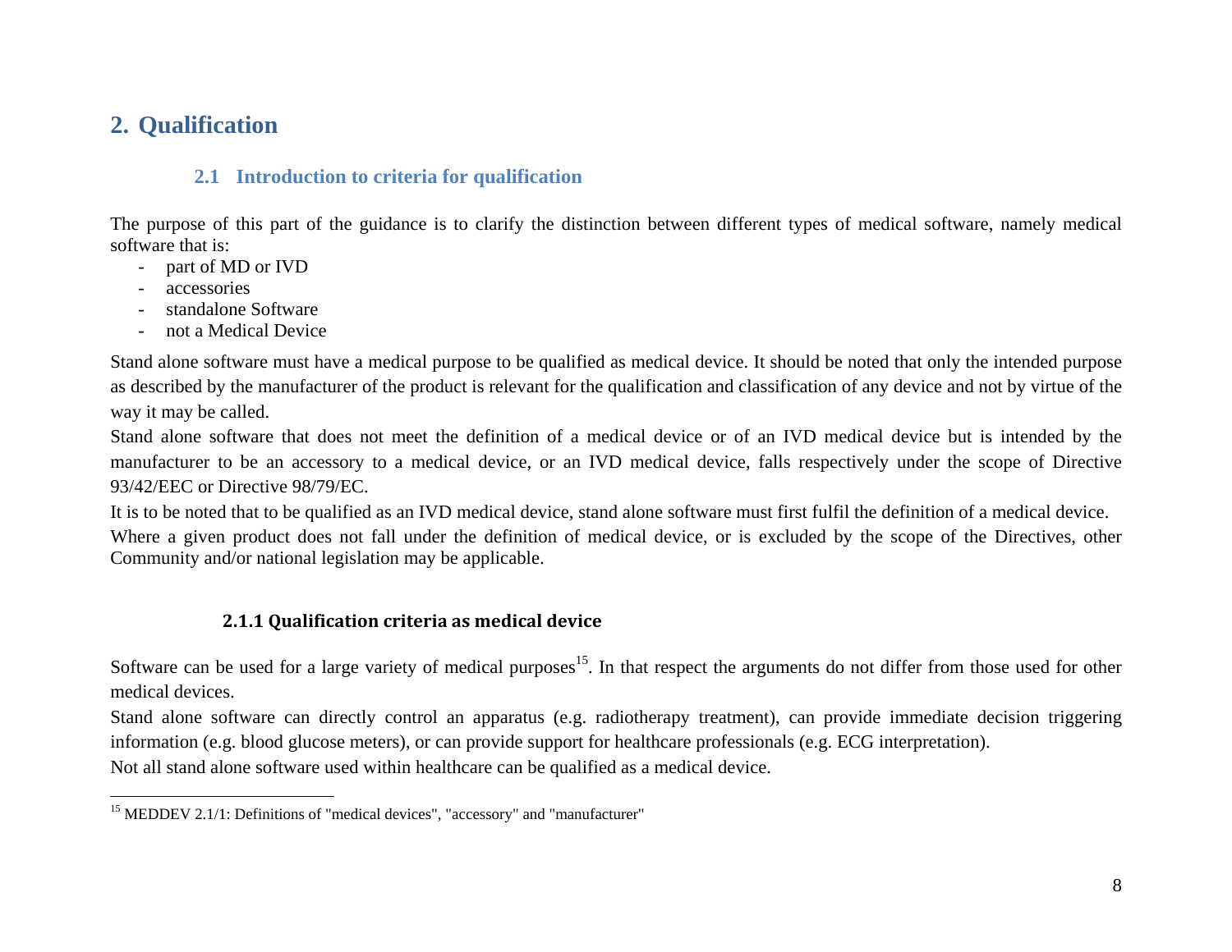# 2. Qualification

## 2.1 Introduction to criteria for qualification

The purpose of this part of the guidance is to clarify the distinction between different types of medical software, namely medical software that is:

- part of MD or IVD
- accessories
- standalone Software
- not a Medical Device

Stand alone software must have a medical purpose to be qualified as medical device. It should be noted that only the intended purpose as described by the manufacturer of the product is relevant for the qualification and classification of any device and not by virtue of the way it may be called.

Stand alone software that does not meet the definition of a medical device or of an IVD medical device but is intended by the manufacturer to be an accessory to a medical device, or an IVD medical device, falls respectively under the scope of Directive 93/42/EEC or Directive 98/79/EC.

It is to be noted that to be qualified as an IVD medical device, stand alone software must first fulfil the definition of a medical device.

Where a given product does not fall under the definition of medical device, or is excluded by the scope of the Directives, other Community and/or national legislation may be applicable.

### 2.1.1 Qualification criteria as medical device

Software can be used for a large variety of medical purposes[15]. In that respect the arguments do not differ from those used for other medical devices.

Stand alone software can directly control an apparatus (e.g. radiotherapy treatment), can provide immediate decision triggering information (e.g. blood glucose meters), or can provide support for healthcare professionals (e.g. ECG interpretation).

Not all stand alone software used within healthcare can be qualified as a medical device.

---

[15] MEDDEV 2.1/1: Definitions of "medical devices", "accessory" and "manufacturer"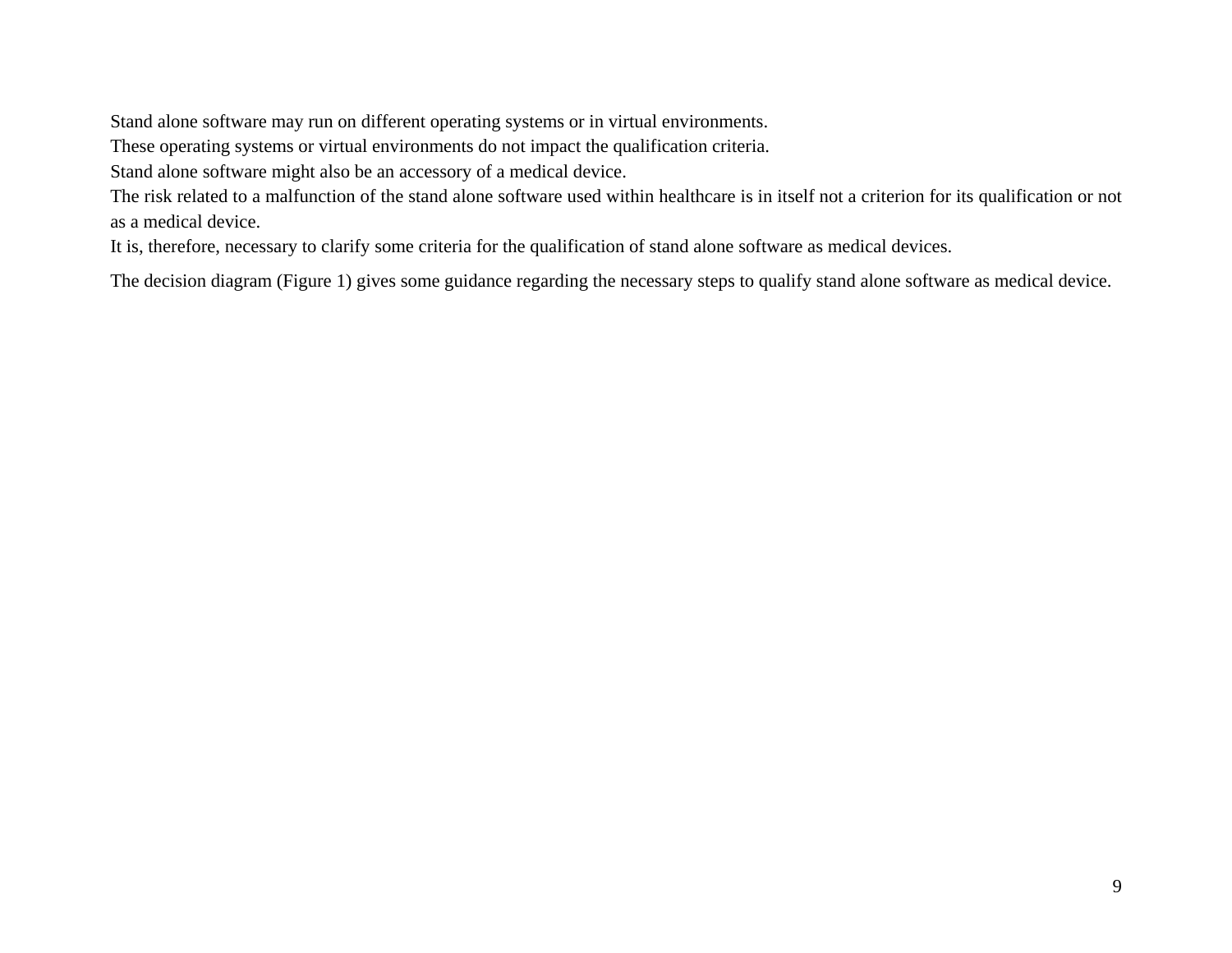Stand alone software may run on different operating systems or in virtual environments.
These operating systems or virtual environments do not impact the qualification criteria.
Stand alone software might also be an accessory of a medical device.
The risk related to a malfunction of the stand alone software used within healthcare is in itself not a criterion for its qualification or not as a medical device.
It is, therefore, necessary to clarify some criteria for the qualification of stand alone software as medical devices.

The decision diagram (Figure 1) gives some guidance regarding the necessary steps to qualify stand alone software as medical device.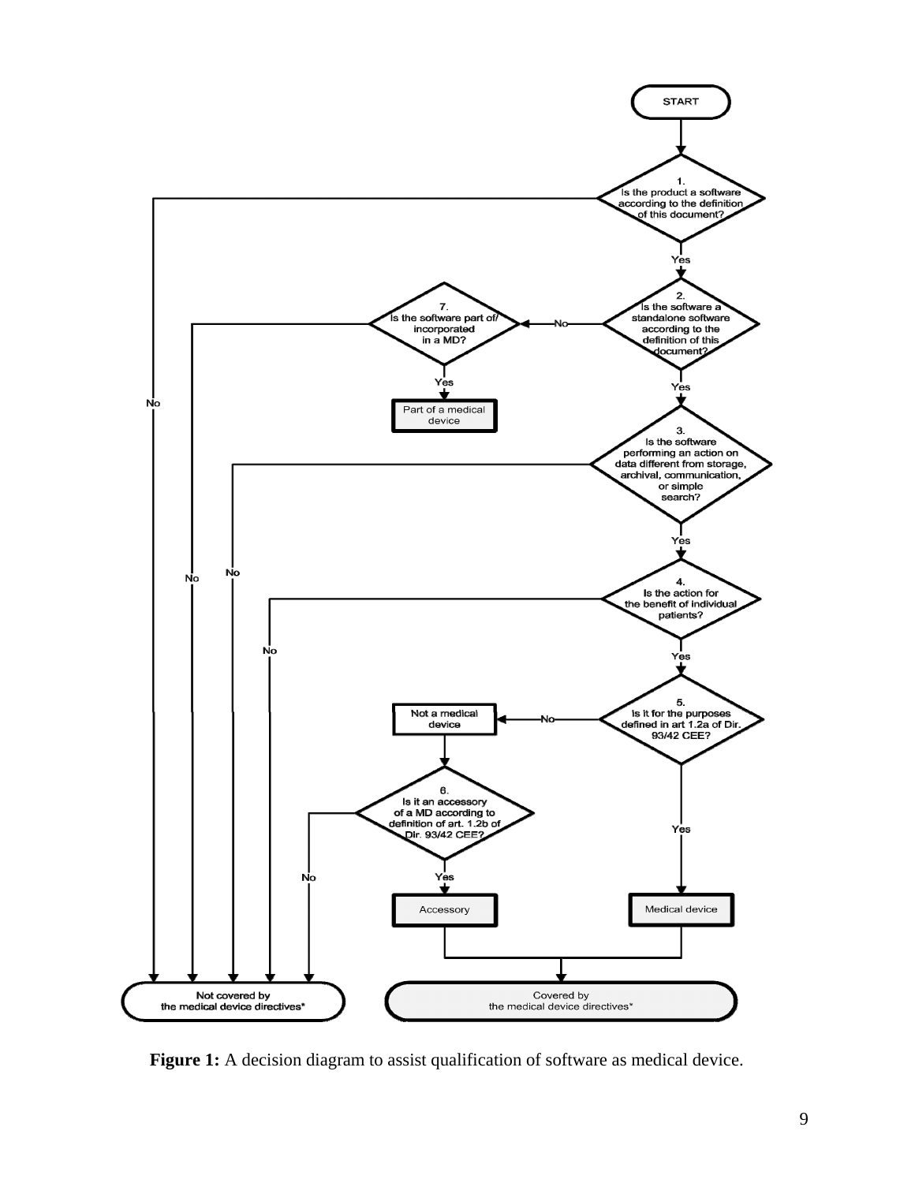START

1. Is the product a software according to the definition of this document?
   - No → Not covered by the medical device directives*
   - Yes → 2.

2. Is the software a standalone software according to the definition of this document?
   - No → 7.
   - Yes → 3.

3. Is the software performing an action on data different from storage, archival, communication, or simple search?
   - No → Not covered by the medical device directives*
   - Yes → 4.

4. Is the action for the benefit of individual patients?
   - No → Not covered by the medical device directives*
   - Yes → 5.

5. Is it for the purposes defined in art 1.2a of Dir. 93/42 CEE?
   - No → Not a medical device → 6.
   - Yes → Medical device → Covered by the medical device directives*

6. Is it an accessory of a MD according to definition of art. 1.2b of Dir. 93/42 CEE?
   - No → Not covered by the medical device directives*
   - Yes → Accessory → Covered by the medical device directives*

7. Is the software part of/ incorporated in a MD?
   - No → Not covered by the medical device directives*
   - Yes → Part of a medical device

**Figure 1:** A decision diagram to assist qualification of software as medical device.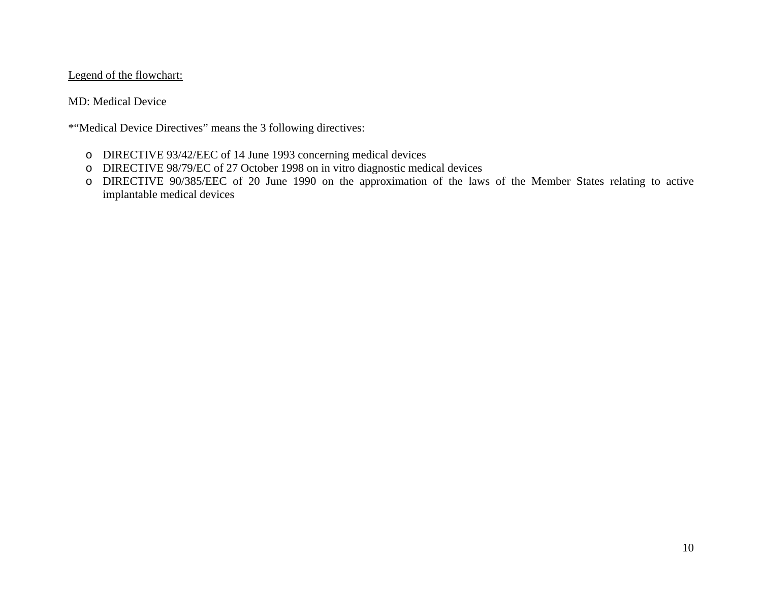Legend of the flowchart:

MD: Medical Device

*"Medical Device Directives" means the 3 following directives:

- DIRECTIVE 93/42/EEC of 14 June 1993 concerning medical devices
- DIRECTIVE 98/79/EC of 27 October 1998 on in vitro diagnostic medical devices
- DIRECTIVE 90/385/EEC of 20 June 1990 on the approximation of the laws of the Member States relating to active implantable medical devices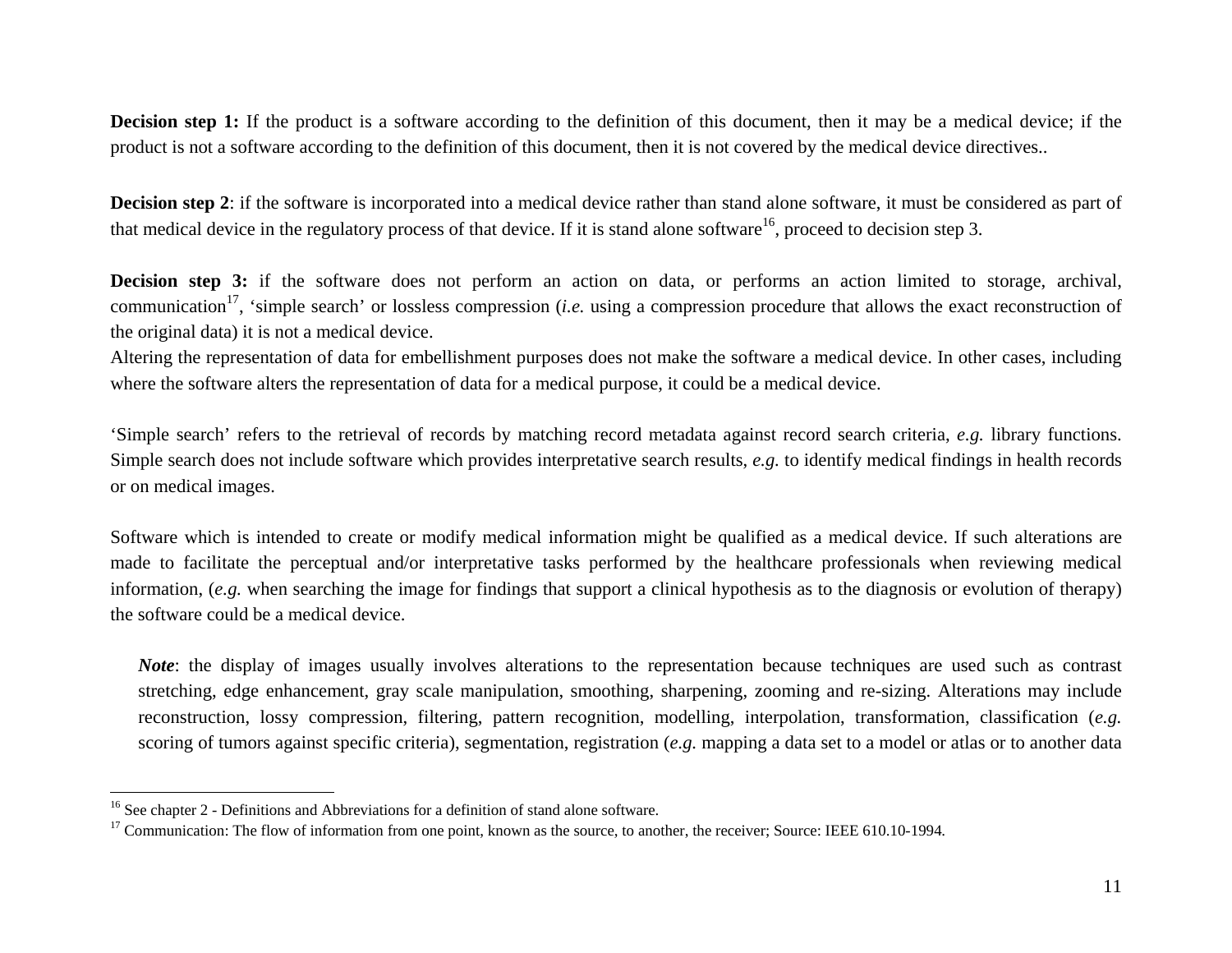**Decision step 1:** If the product is a software according to the definition of this document, then it may be a medical device; if the product is not a software according to the definition of this document, then it is not covered by the medical device directives..

**Decision step 2**: if the software is incorporated into a medical device rather than stand alone software, it must be considered as part of that medical device in the regulatory process of that device. If it is stand alone software[16], proceed to decision step 3.

**Decision step 3:** if the software does not perform an action on data, or performs an action limited to storage, archival, communication[17], 'simple search' or lossless compression (*i.e.* using a compression procedure that allows the exact reconstruction of the original data) it is not a medical device.
Altering the representation of data for embellishment purposes does not make the software a medical device. In other cases, including where the software alters the representation of data for a medical purpose, it could be a medical device.

'Simple search' refers to the retrieval of records by matching record metadata against record search criteria, *e.g.* library functions. Simple search does not include software which provides interpretative search results, *e.g.* to identify medical findings in health records or on medical images.

Software which is intended to create or modify medical information might be qualified as a medical device. If such alterations are made to facilitate the perceptual and/or interpretative tasks performed by the healthcare professionals when reviewing medical information, (*e.g.* when searching the image for findings that support a clinical hypothesis as to the diagnosis or evolution of therapy) the software could be a medical device.

> ***Note***: the display of images usually involves alterations to the representation because techniques are used such as contrast stretching, edge enhancement, gray scale manipulation, smoothing, sharpening, zooming and re-sizing. Alterations may include reconstruction, lossy compression, filtering, pattern recognition, modelling, interpolation, transformation, classification (*e.g.* scoring of tumors against specific criteria), segmentation, registration (*e.g.* mapping a data set to a model or atlas or to another data

---

[16] See chapter 2 - Definitions and Abbreviations for a definition of stand alone software.

[17] Communication: The flow of information from one point, known as the source, to another, the receiver; Source: IEEE 610.10-1994.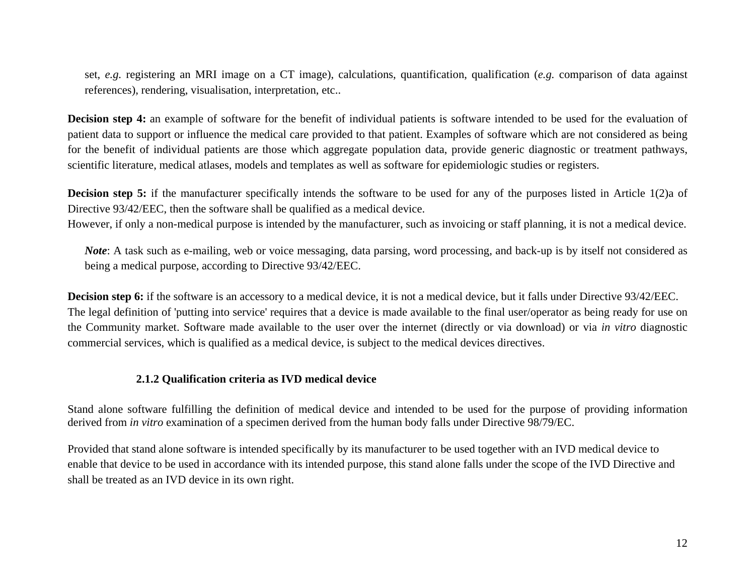set, *e.g.* registering an MRI image on a CT image), calculations, quantification, qualification (*e.g.* comparison of data against references), rendering, visualisation, interpretation, etc..

**Decision step 4:** an example of software for the benefit of individual patients is software intended to be used for the evaluation of patient data to support or influence the medical care provided to that patient. Examples of software which are not considered as being for the benefit of individual patients are those which aggregate population data, provide generic diagnostic or treatment pathways, scientific literature, medical atlases, models and templates as well as software for epidemiologic studies or registers.

**Decision step 5:** if the manufacturer specifically intends the software to be used for any of the purposes listed in Article 1(2)a of Directive 93/42/EEC, then the software shall be qualified as a medical device.
However, if only a non-medical purpose is intended by the manufacturer, such as invoicing or staff planning, it is not a medical device.

> ***Note***: A task such as e-mailing, web or voice messaging, data parsing, word processing, and back-up is by itself not considered as being a medical purpose, according to Directive 93/42/EEC.

**Decision step 6:** if the software is an accessory to a medical device, it is not a medical device, but it falls under Directive 93/42/EEC.
The legal definition of 'putting into service' requires that a device is made available to the final user/operator as being ready for use on the Community market. Software made available to the user over the internet (directly or via download) or via *in vitro* diagnostic commercial services, which is qualified as a medical device, is subject to the medical devices directives.

### 2.1.2 Qualification criteria as IVD medical device

Stand alone software fulfilling the definition of medical device and intended to be used for the purpose of providing information derived from *in vitro* examination of a specimen derived from the human body falls under Directive 98/79/EC.

Provided that stand alone software is intended specifically by its manufacturer to be used together with an IVD medical device to enable that device to be used in accordance with its intended purpose, this stand alone falls under the scope of the IVD Directive and shall be treated as an IVD device in its own right.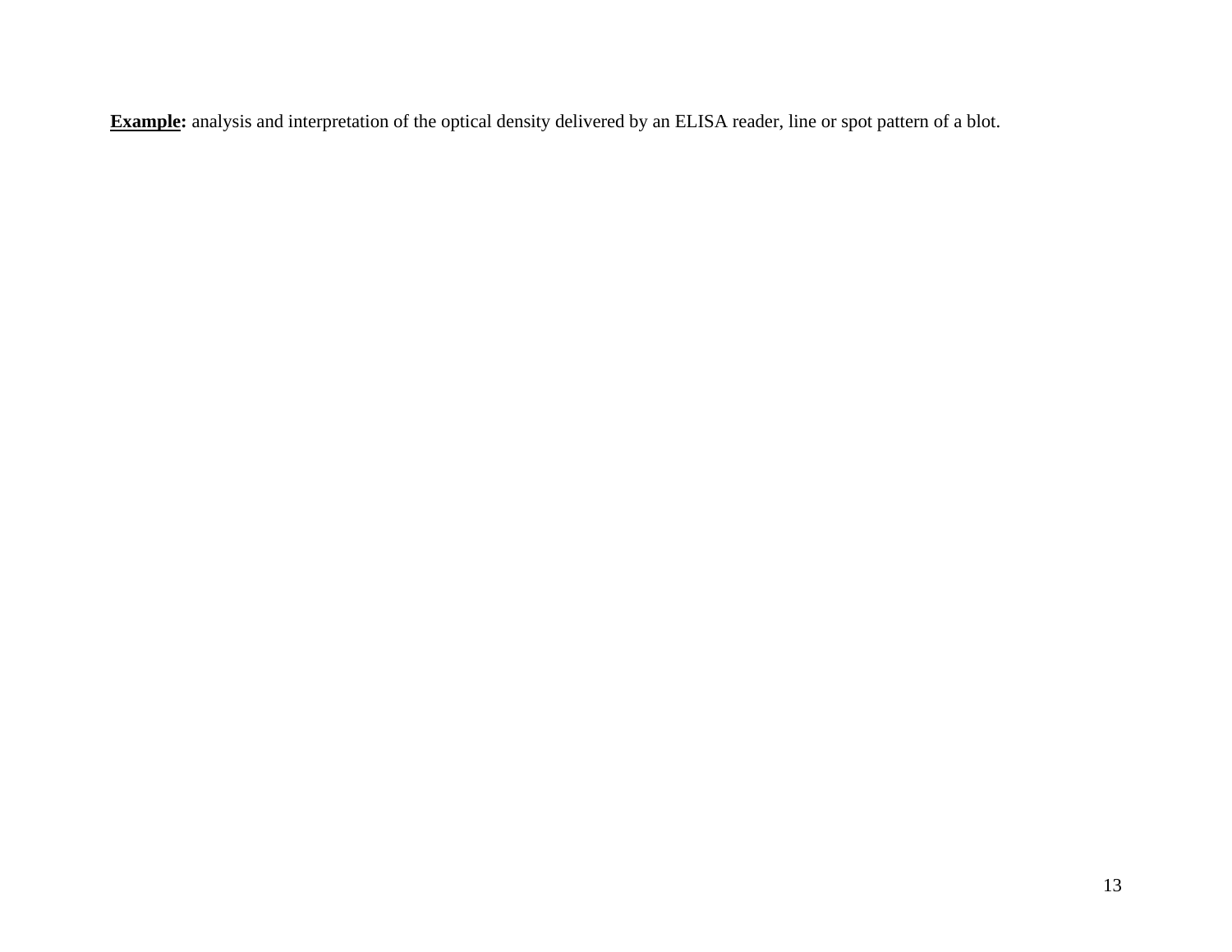**Example:** analysis and interpretation of the optical density delivered by an ELISA reader, line or spot pattern of a blot.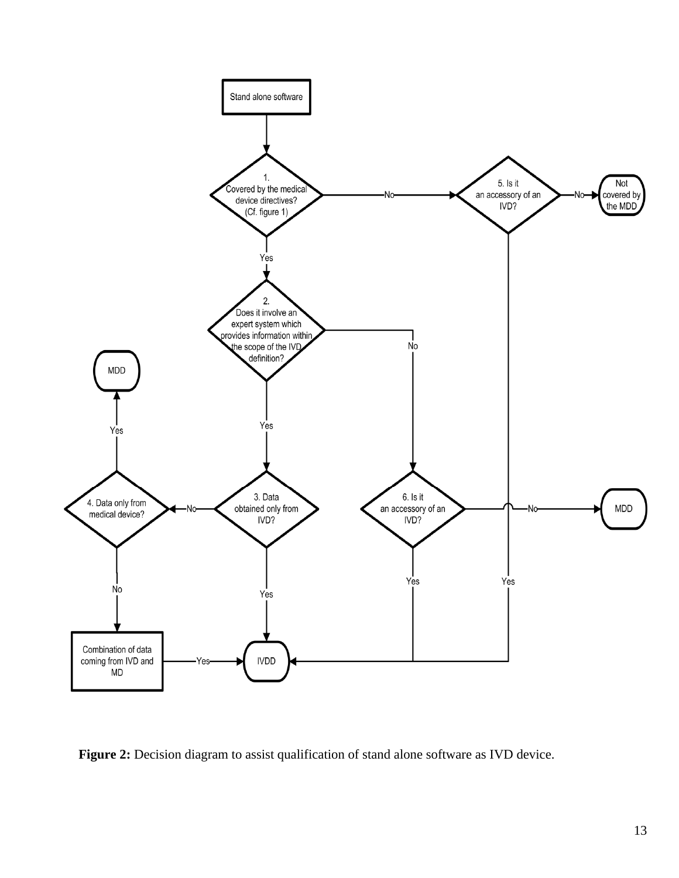Stand alone software

1. Covered by the medical device directives? (Cf. figure 1)
   - Yes → 2.
   - No → 5.

2. Does it involve an expert system which provides information within the scope of the IVD definition?
   - Yes → 3.
   - No → 6.

3. Data obtained only from IVD?
   - Yes → IVDD
   - No → 4.

4. Data only from medical device?
   - Yes → MDD
   - No → Combination of data coming from IVD and MD → Yes → IVDD

5. Is it an accessory of an IVD?
   - Yes → IVDD
   - No → Not covered by the MDD

6. Is it an accessory of an IVD?
   - Yes → IVDD
   - No → MDD

**Figure 2:** Decision diagram to assist qualification of stand alone software as IVD device.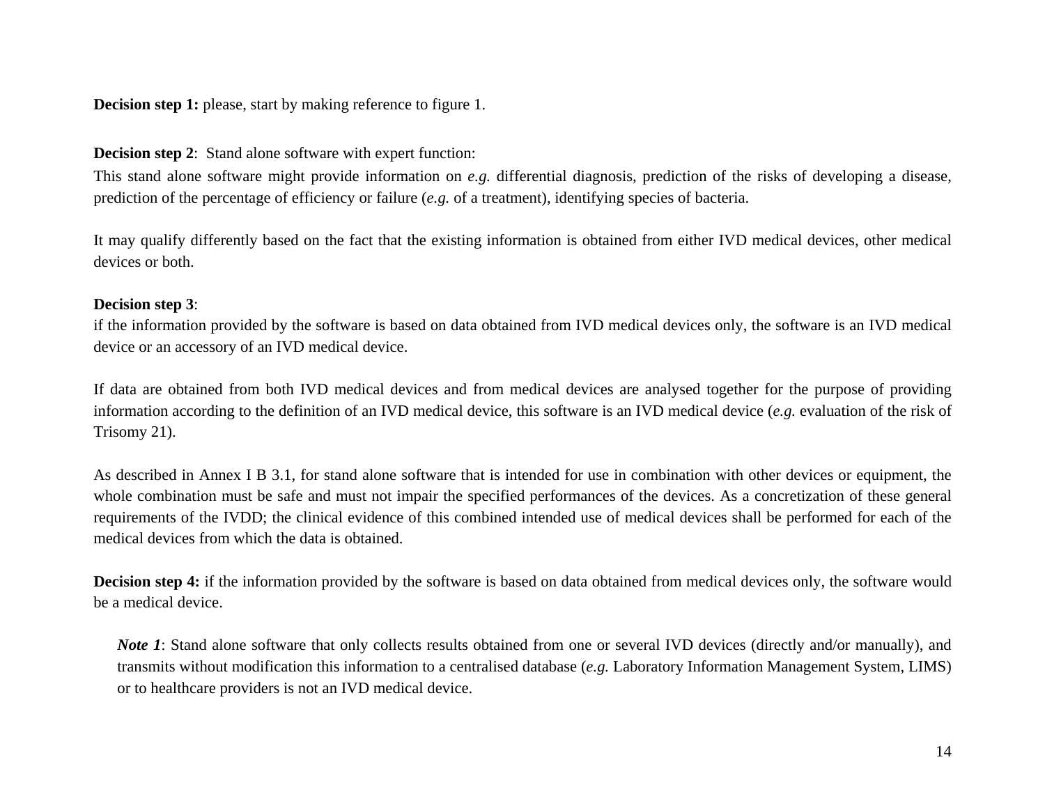**Decision step 1:** please, start by making reference to figure 1.

**Decision step 2**: Stand alone software with expert function:

This stand alone software might provide information on *e.g.* differential diagnosis, prediction of the risks of developing a disease, prediction of the percentage of efficiency or failure (*e.g.* of a treatment), identifying species of bacteria.

It may qualify differently based on the fact that the existing information is obtained from either IVD medical devices, other medical devices or both.

**Decision step 3**:

if the information provided by the software is based on data obtained from IVD medical devices only, the software is an IVD medical device or an accessory of an IVD medical device.

If data are obtained from both IVD medical devices and from medical devices are analysed together for the purpose of providing information according to the definition of an IVD medical device, this software is an IVD medical device (*e.g.* evaluation of the risk of Trisomy 21).

As described in Annex I B 3.1, for stand alone software that is intended for use in combination with other devices or equipment, the whole combination must be safe and must not impair the specified performances of the devices. As a concretization of these general requirements of the IVDD; the clinical evidence of this combined intended use of medical devices shall be performed for each of the medical devices from which the data is obtained.

**Decision step 4:** if the information provided by the software is based on data obtained from medical devices only, the software would be a medical device.

> ***Note 1***: Stand alone software that only collects results obtained from one or several IVD devices (directly and/or manually), and transmits without modification this information to a centralised database (*e.g.* Laboratory Information Management System, LIMS) or to healthcare providers is not an IVD medical device.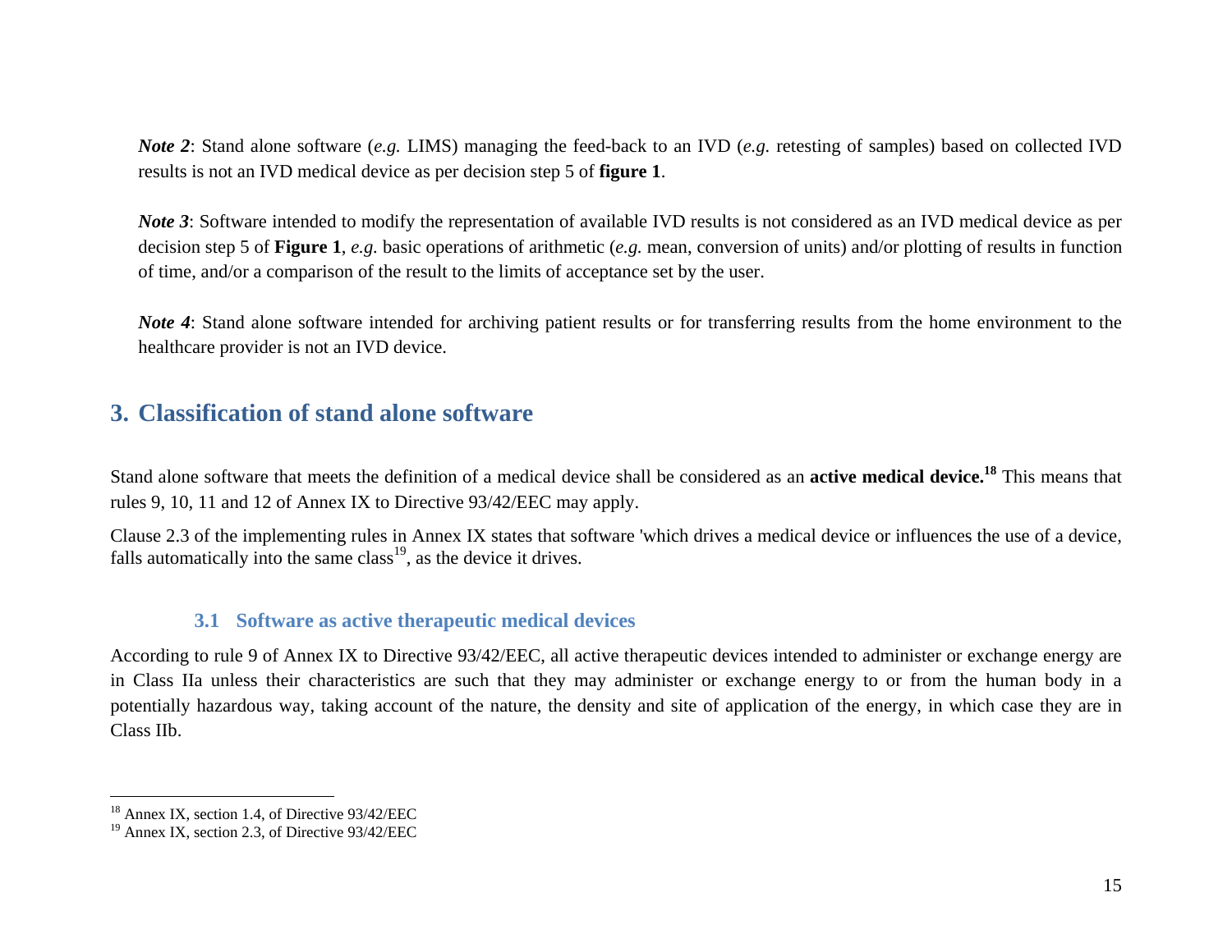***Note 2***: Stand alone software (*e.g.* LIMS) managing the feed-back to an IVD (*e.g.* retesting of samples) based on collected IVD results is not an IVD medical device as per decision step 5 of **figure 1**.

***Note 3***: Software intended to modify the representation of available IVD results is not considered as an IVD medical device as per decision step 5 of **Figure 1**, *e.g.* basic operations of arithmetic (*e.g.* mean, conversion of units) and/or plotting of results in function of time, and/or a comparison of the result to the limits of acceptance set by the user.

***Note 4***: Stand alone software intended for archiving patient results or for transferring results from the home environment to the healthcare provider is not an IVD device.

## 3. Classification of stand alone software

Stand alone software that meets the definition of a medical device shall be considered as an **active medical device.**[18] This means that rules 9, 10, 11 and 12 of Annex IX to Directive 93/42/EEC may apply.

Clause 2.3 of the implementing rules in Annex IX states that software 'which drives a medical device or influences the use of a device, falls automatically into the same class[19], as the device it drives.

### 3.1 Software as active therapeutic medical devices

According to rule 9 of Annex IX to Directive 93/42/EEC, all active therapeutic devices intended to administer or exchange energy are in Class IIa unless their characteristics are such that they may administer or exchange energy to or from the human body in a potentially hazardous way, taking account of the nature, the density and site of application of the energy, in which case they are in Class IIb.

---

[18] Annex IX, section 1.4, of Directive 93/42/EEC

[19] Annex IX, section 2.3, of Directive 93/42/EEC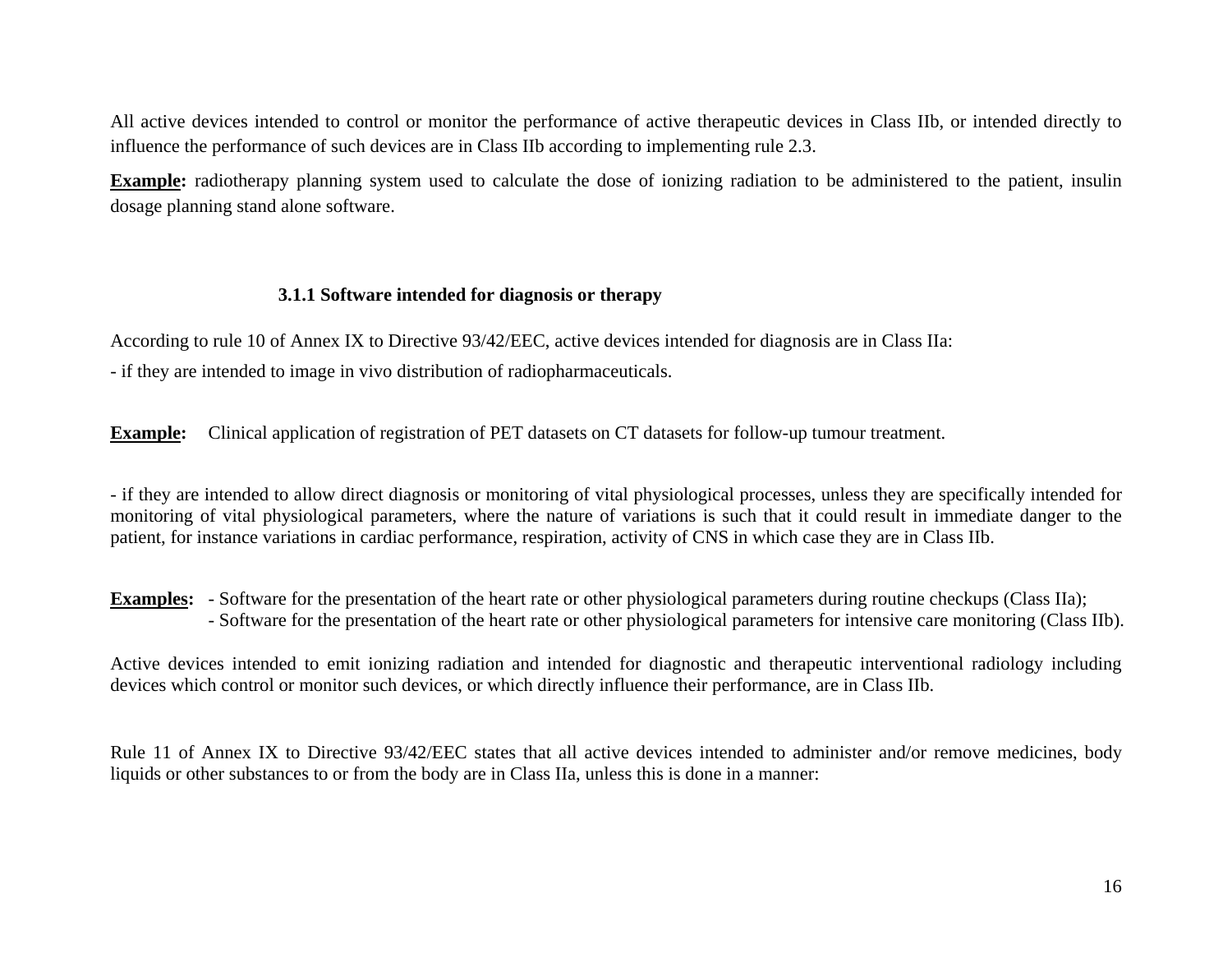All active devices intended to control or monitor the performance of active therapeutic devices in Class IIb, or intended directly to influence the performance of such devices are in Class IIb according to implementing rule 2.3.

**<u>Example</u>:** radiotherapy planning system used to calculate the dose of ionizing radiation to be administered to the patient, insulin dosage planning stand alone software.

### 3.1.1 Software intended for diagnosis or therapy

According to rule 10 of Annex IX to Directive 93/42/EEC, active devices intended for diagnosis are in Class IIa:

- if they are intended to image in vivo distribution of radiopharmaceuticals.

**<u>Example</u>:** Clinical application of registration of PET datasets on CT datasets for follow-up tumour treatment.

- if they are intended to allow direct diagnosis or monitoring of vital physiological processes, unless they are specifically intended for monitoring of vital physiological parameters, where the nature of variations is such that it could result in immediate danger to the patient, for instance variations in cardiac performance, respiration, activity of CNS in which case they are in Class IIb.

**<u>Examples</u>:**
- Software for the presentation of the heart rate or other physiological parameters during routine checkups (Class IIa);
- Software for the presentation of the heart rate or other physiological parameters for intensive care monitoring (Class IIb).

Active devices intended to emit ionizing radiation and intended for diagnostic and therapeutic interventional radiology including devices which control or monitor such devices, or which directly influence their performance, are in Class IIb.

Rule 11 of Annex IX to Directive 93/42/EEC states that all active devices intended to administer and/or remove medicines, body liquids or other substances to or from the body are in Class IIa, unless this is done in a manner: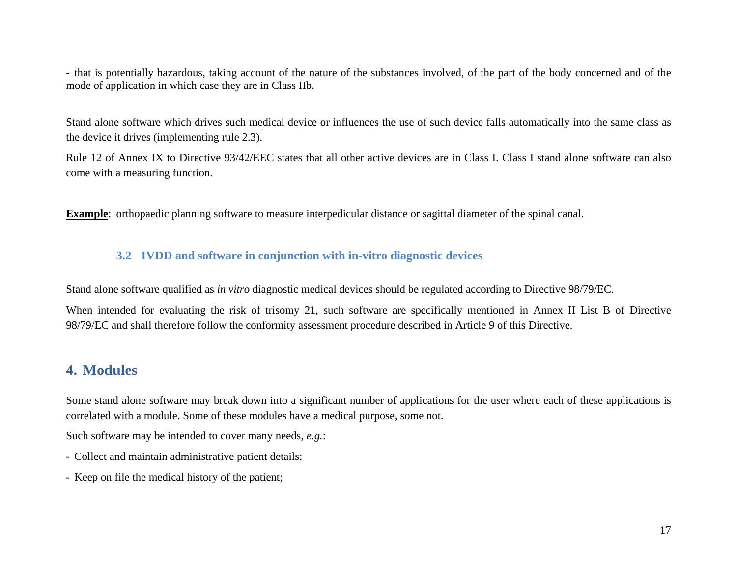- that is potentially hazardous, taking account of the nature of the substances involved, of the part of the body concerned and of the mode of application in which case they are in Class IIb.

Stand alone software which drives such medical device or influences the use of such device falls automatically into the same class as the device it drives (implementing rule 2.3).

Rule 12 of Annex IX to Directive 93/42/EEC states that all other active devices are in Class I. Class I stand alone software can also come with a measuring function.

**Example**: orthopaedic planning software to measure interpedicular distance or sagittal diameter of the spinal canal.

### 3.2 IVDD and software in conjunction with in-vitro diagnostic devices

Stand alone software qualified as *in vitro* diagnostic medical devices should be regulated according to Directive 98/79/EC.

When intended for evaluating the risk of trisomy 21, such software are specifically mentioned in Annex II List B of Directive 98/79/EC and shall therefore follow the conformity assessment procedure described in Article 9 of this Directive.

## 4. Modules

Some stand alone software may break down into a significant number of applications for the user where each of these applications is correlated with a module. Some of these modules have a medical purpose, some not.

Such software may be intended to cover many needs, *e.g.*:

- Collect and maintain administrative patient details;
- Keep on file the medical history of the patient;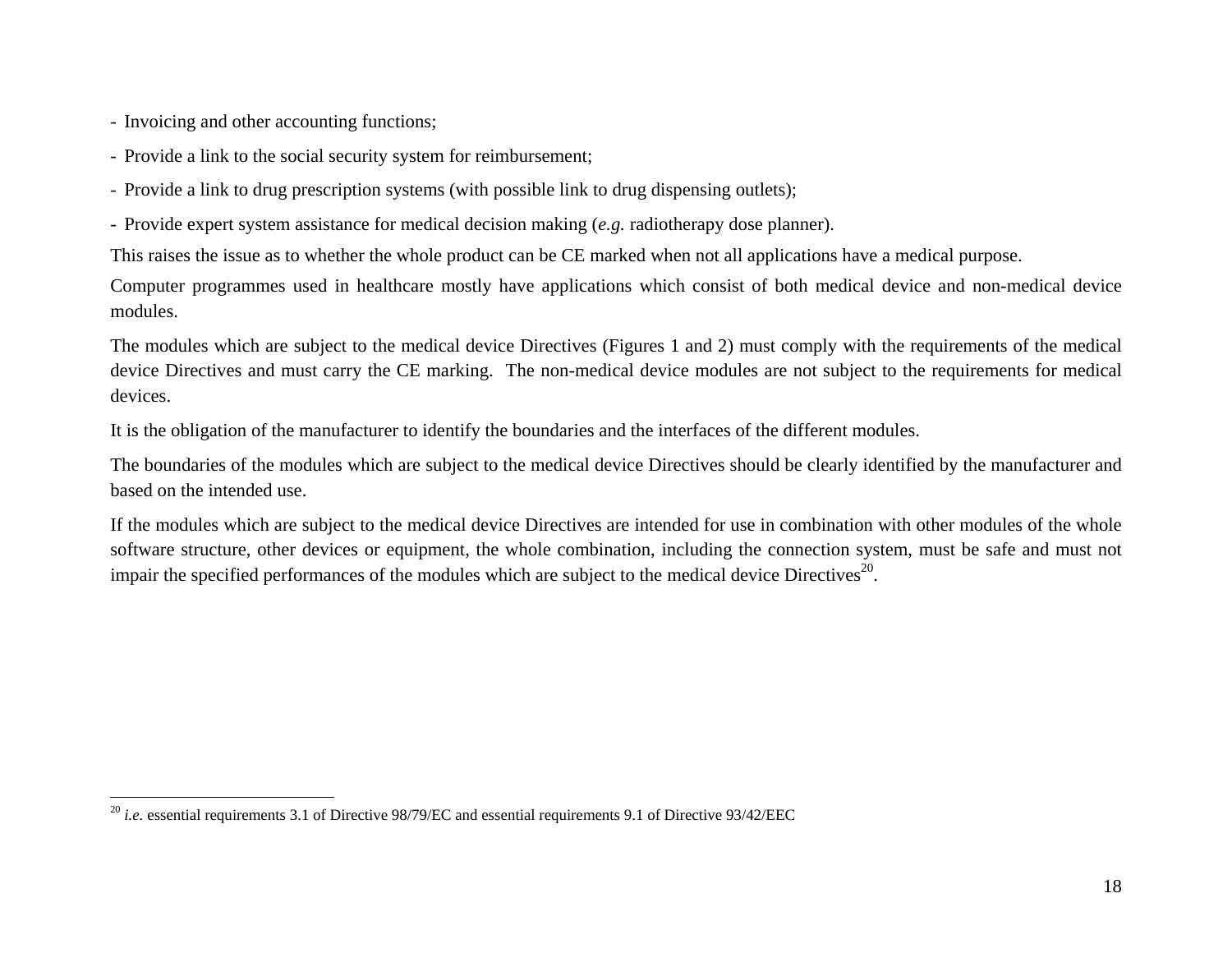- Invoicing and other accounting functions;
- Provide a link to the social security system for reimbursement;
- Provide a link to drug prescription systems (with possible link to drug dispensing outlets);
- Provide expert system assistance for medical decision making (*e.g.* radiotherapy dose planner).

This raises the issue as to whether the whole product can be CE marked when not all applications have a medical purpose.

Computer programmes used in healthcare mostly have applications which consist of both medical device and non-medical device modules.

The modules which are subject to the medical device Directives (Figures 1 and 2) must comply with the requirements of the medical device Directives and must carry the CE marking. The non-medical device modules are not subject to the requirements for medical devices.

It is the obligation of the manufacturer to identify the boundaries and the interfaces of the different modules.

The boundaries of the modules which are subject to the medical device Directives should be clearly identified by the manufacturer and based on the intended use.

If the modules which are subject to the medical device Directives are intended for use in combination with other modules of the whole software structure, other devices or equipment, the whole combination, including the connection system, must be safe and must not impair the specified performances of the modules which are subject to the medical device Directives[20].

[20] *i.e.* essential requirements 3.1 of Directive 98/79/EC and essential requirements 9.1 of Directive 93/42/EEC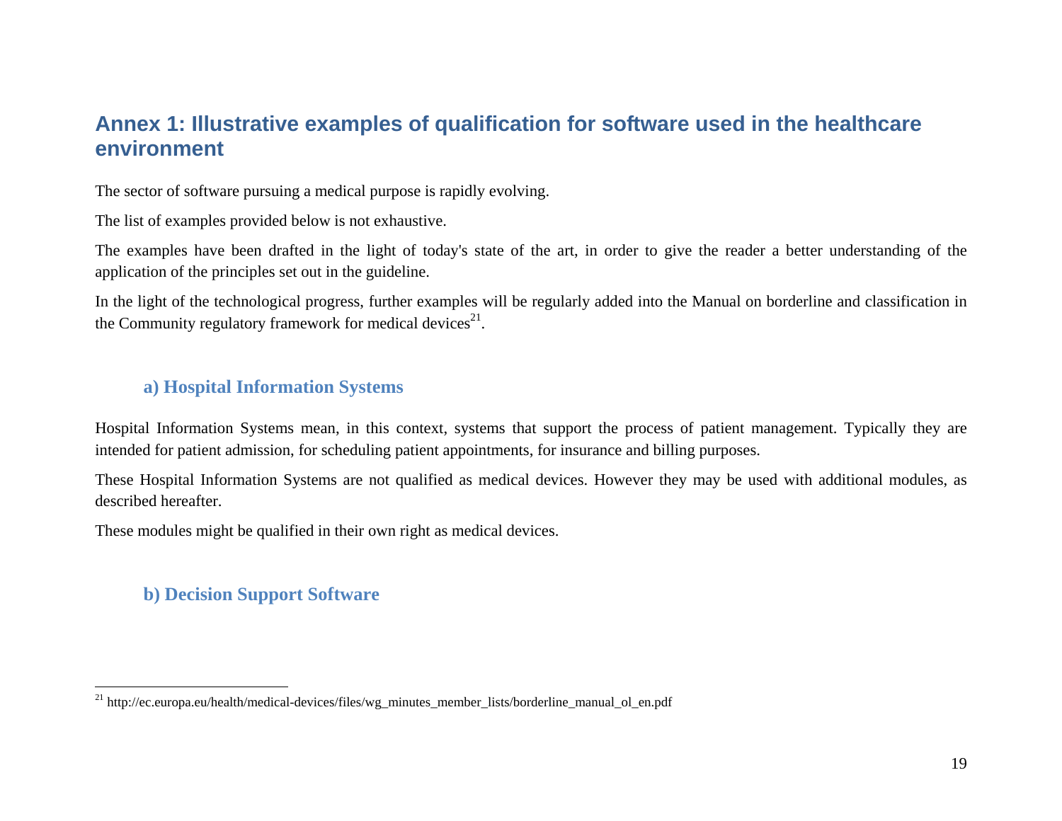## Annex 1: Illustrative examples of qualification for software used in the healthcare environment

The sector of software pursuing a medical purpose is rapidly evolving.

The list of examples provided below is not exhaustive.

The examples have been drafted in the light of today's state of the art, in order to give the reader a better understanding of the application of the principles set out in the guideline.

In the light of the technological progress, further examples will be regularly added into the Manual on borderline and classification in the Community regulatory framework for medical devices[21].

### a) Hospital Information Systems

Hospital Information Systems mean, in this context, systems that support the process of patient management. Typically they are intended for patient admission, for scheduling patient appointments, for insurance and billing purposes.

These Hospital Information Systems are not qualified as medical devices. However they may be used with additional modules, as described hereafter.

These modules might be qualified in their own right as medical devices.

### b) Decision Support Software

[21] http://ec.europa.eu/health/medical-devices/files/wg_minutes_member_lists/borderline_manual_ol_en.pdf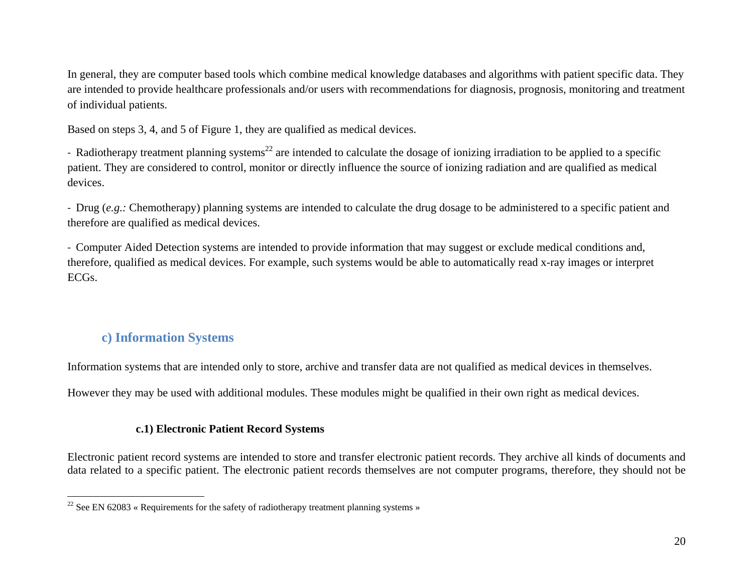In general, they are computer based tools which combine medical knowledge databases and algorithms with patient specific data. They are intended to provide healthcare professionals and/or users with recommendations for diagnosis, prognosis, monitoring and treatment of individual patients.

Based on steps 3, 4, and 5 of Figure 1, they are qualified as medical devices.

- Radiotherapy treatment planning systems[22] are intended to calculate the dosage of ionizing irradiation to be applied to a specific patient. They are considered to control, monitor or directly influence the source of ionizing radiation and are qualified as medical devices.

- Drug (*e.g.:* Chemotherapy) planning systems are intended to calculate the drug dosage to be administered to a specific patient and therefore are qualified as medical devices.

- Computer Aided Detection systems are intended to provide information that may suggest or exclude medical conditions and, therefore, qualified as medical devices. For example, such systems would be able to automatically read x-ray images or interpret ECGs.

## c) Information Systems

Information systems that are intended only to store, archive and transfer data are not qualified as medical devices in themselves.

However they may be used with additional modules. These modules might be qualified in their own right as medical devices.

### c.1) Electronic Patient Record Systems

Electronic patient record systems are intended to store and transfer electronic patient records. They archive all kinds of documents and data related to a specific patient. The electronic patient records themselves are not computer programs, therefore, they should not be

[22] See EN 62083 « Requirements for the safety of radiotherapy treatment planning systems »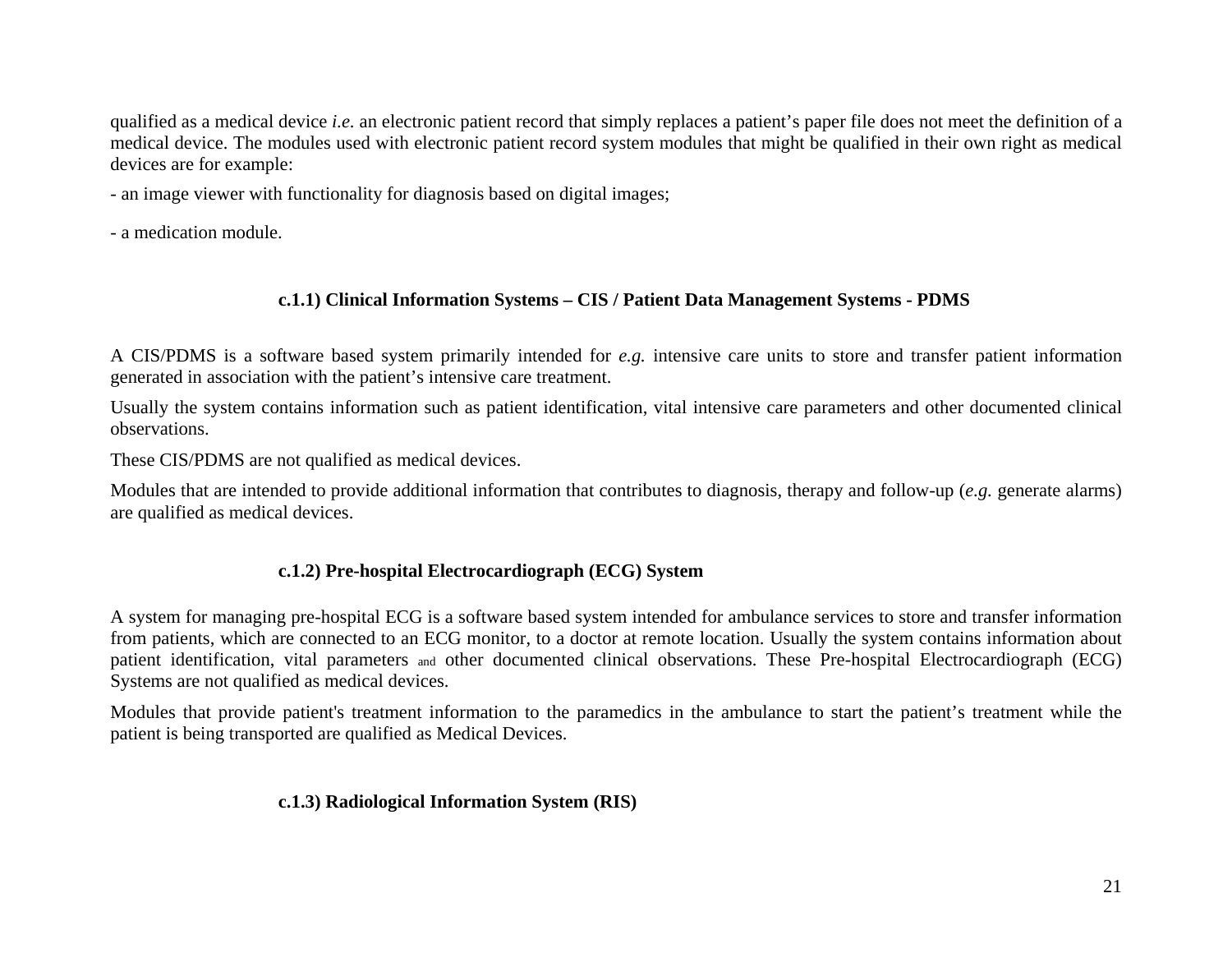qualified as a medical device *i.e.* an electronic patient record that simply replaces a patient's paper file does not meet the definition of a medical device. The modules used with electronic patient record system modules that might be qualified in their own right as medical devices are for example:

- an image viewer with functionality for diagnosis based on digital images;

- a medication module.

#### c.1.1) Clinical Information Systems – CIS / Patient Data Management Systems - PDMS

A CIS/PDMS is a software based system primarily intended for *e.g.* intensive care units to store and transfer patient information generated in association with the patient's intensive care treatment.

Usually the system contains information such as patient identification, vital intensive care parameters and other documented clinical observations.

These CIS/PDMS are not qualified as medical devices.

Modules that are intended to provide additional information that contributes to diagnosis, therapy and follow-up (*e.g.* generate alarms) are qualified as medical devices.

#### c.1.2) Pre-hospital Electrocardiograph (ECG) System

A system for managing pre-hospital ECG is a software based system intended for ambulance services to store and transfer information from patients, which are connected to an ECG monitor, to a doctor at remote location. Usually the system contains information about patient identification, vital parameters and other documented clinical observations. These Pre-hospital Electrocardiograph (ECG) Systems are not qualified as medical devices.

Modules that provide patient's treatment information to the paramedics in the ambulance to start the patient's treatment while the patient is being transported are qualified as Medical Devices.

#### c.1.3) Radiological Information System (RIS)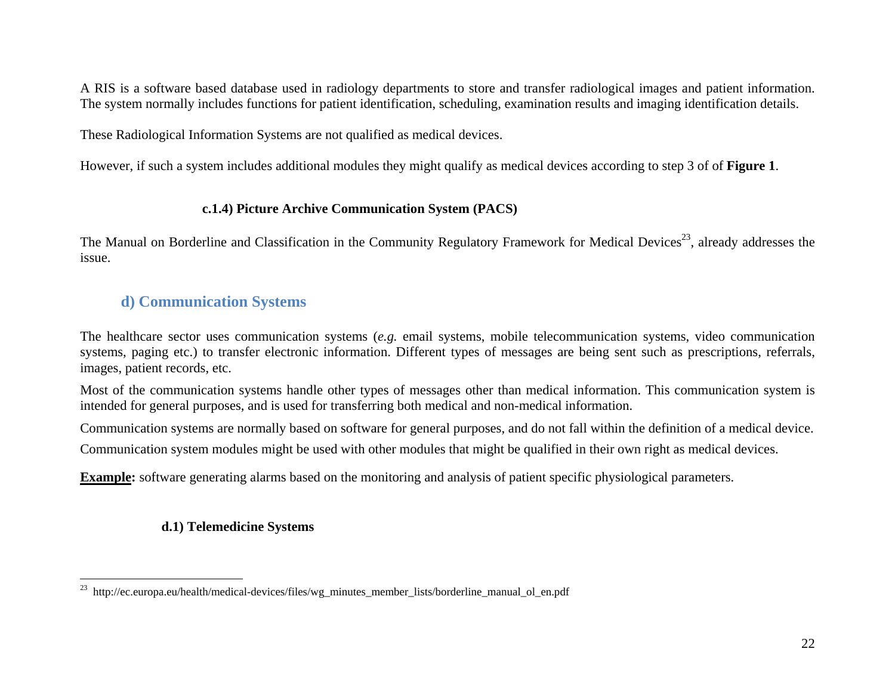A RIS is a software based database used in radiology departments to store and transfer radiological images and patient information. The system normally includes functions for patient identification, scheduling, examination results and imaging identification details.

These Radiological Information Systems are not qualified as medical devices.

However, if such a system includes additional modules they might qualify as medical devices according to step 3 of of **Figure 1**.

#### c.1.4) Picture Archive Communication System (PACS)

The Manual on Borderline and Classification in the Community Regulatory Framework for Medical Devices[23], already addresses the issue.

## d) Communication Systems

The healthcare sector uses communication systems (*e.g.* email systems, mobile telecommunication systems, video communication systems, paging etc.) to transfer electronic information. Different types of messages are being sent such as prescriptions, referrals, images, patient records, etc.

Most of the communication systems handle other types of messages other than medical information. This communication system is intended for general purposes, and is used for transferring both medical and non-medical information.

Communication systems are normally based on software for general purposes, and do not fall within the definition of a medical device.

Communication system modules might be used with other modules that might be qualified in their own right as medical devices.

**Example:** software generating alarms based on the monitoring and analysis of patient specific physiological parameters.

### d.1) Telemedicine Systems

[23] http://ec.europa.eu/health/medical-devices/files/wg_minutes_member_lists/borderline_manual_ol_en.pdf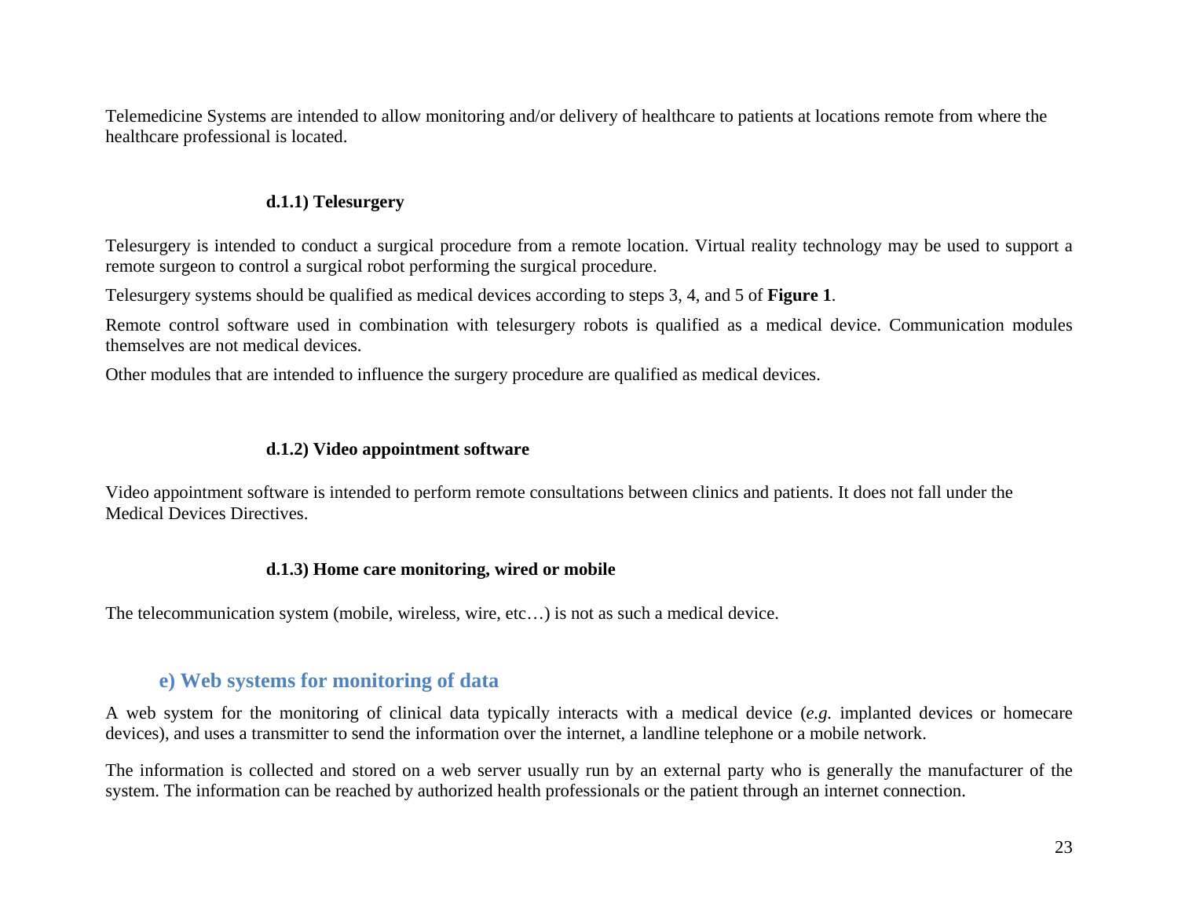Telemedicine Systems are intended to allow monitoring and/or delivery of healthcare to patients at locations remote from where the healthcare professional is located.

#### d.1.1) Telesurgery

Telesurgery is intended to conduct a surgical procedure from a remote location. Virtual reality technology may be used to support a remote surgeon to control a surgical robot performing the surgical procedure.

Telesurgery systems should be qualified as medical devices according to steps 3, 4, and 5 of **Figure 1**.

Remote control software used in combination with telesurgery robots is qualified as a medical device. Communication modules themselves are not medical devices.

Other modules that are intended to influence the surgery procedure are qualified as medical devices.

#### d.1.2) Video appointment software

Video appointment software is intended to perform remote consultations between clinics and patients. It does not fall under the Medical Devices Directives.

#### d.1.3) Home care monitoring, wired or mobile

The telecommunication system (mobile, wireless, wire, etc…) is not as such a medical device.

### e) Web systems for monitoring of data

A web system for the monitoring of clinical data typically interacts with a medical device (*e.g.* implanted devices or homecare devices), and uses a transmitter to send the information over the internet, a landline telephone or a mobile network.

The information is collected and stored on a web server usually run by an external party who is generally the manufacturer of the system. The information can be reached by authorized health professionals or the patient through an internet connection.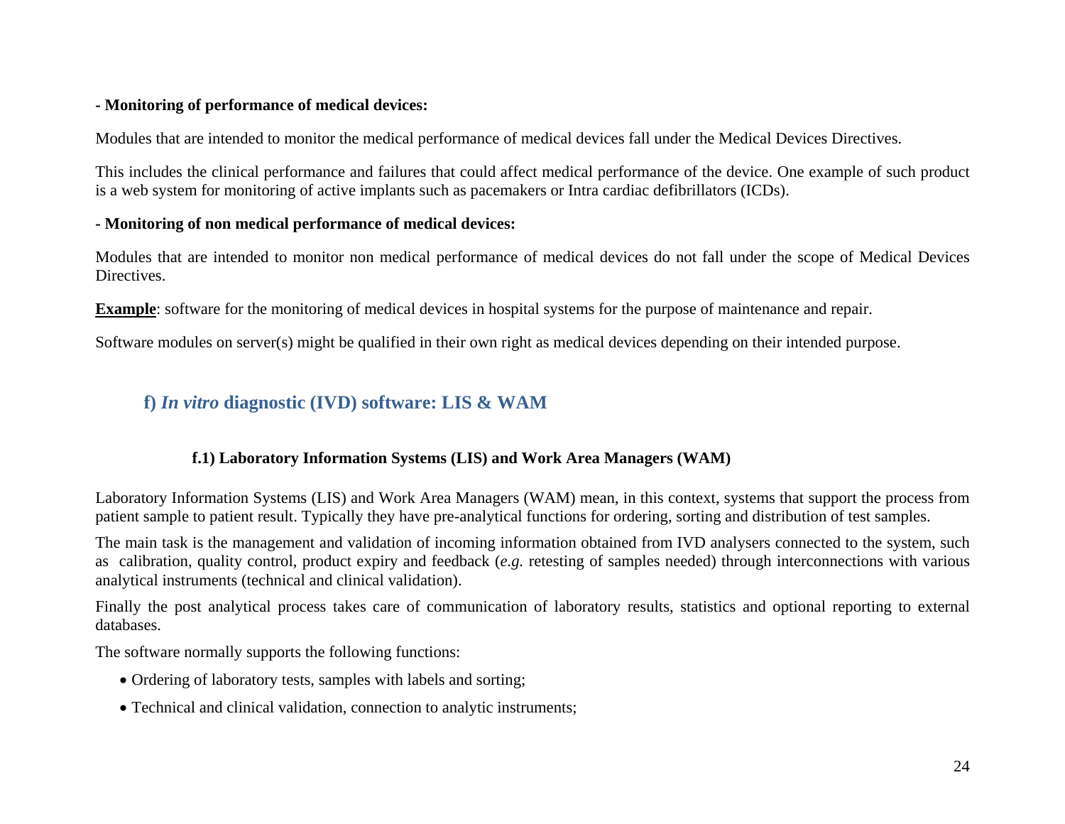**- Monitoring of performance of medical devices:**

Modules that are intended to monitor the medical performance of medical devices fall under the Medical Devices Directives.

This includes the clinical performance and failures that could affect medical performance of the device. One example of such product is a web system for monitoring of active implants such as pacemakers or Intra cardiac defibrillators (ICDs).

**- Monitoring of non medical performance of medical devices:**

Modules that are intended to monitor non medical performance of medical devices do not fall under the scope of Medical Devices Directives.

**<u>Example</u>**: software for the monitoring of medical devices in hospital systems for the purpose of maintenance and repair.

Software modules on server(s) might be qualified in their own right as medical devices depending on their intended purpose.

## f) *In vitro* diagnostic (IVD) software: LIS & WAM

### f.1) Laboratory Information Systems (LIS) and Work Area Managers (WAM)

Laboratory Information Systems (LIS) and Work Area Managers (WAM) mean, in this context, systems that support the process from patient sample to patient result. Typically they have pre-analytical functions for ordering, sorting and distribution of test samples.

The main task is the management and validation of incoming information obtained from IVD analysers connected to the system, such as calibration, quality control, product expiry and feedback (*e.g.* retesting of samples needed) through interconnections with various analytical instruments (technical and clinical validation).

Finally the post analytical process takes care of communication of laboratory results, statistics and optional reporting to external databases.

The software normally supports the following functions:

- Ordering of laboratory tests, samples with labels and sorting;
- Technical and clinical validation, connection to analytic instruments;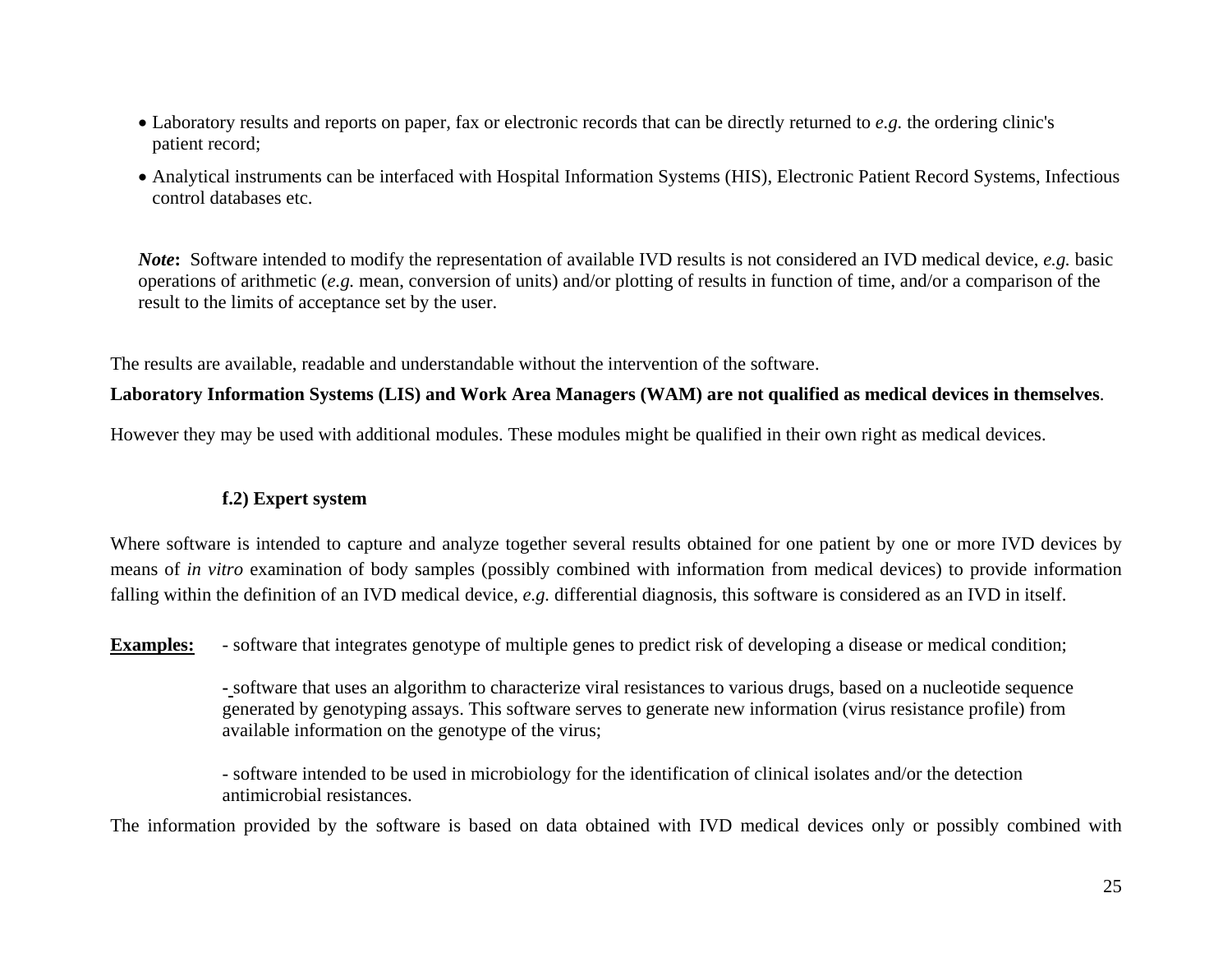- Laboratory results and reports on paper, fax or electronic records that can be directly returned to *e.g.* the ordering clinic's patient record;
- Analytical instruments can be interfaced with Hospital Information Systems (HIS), Electronic Patient Record Systems, Infectious control databases etc.

***Note*:** Software intended to modify the representation of available IVD results is not considered an IVD medical device, *e.g.* basic operations of arithmetic (*e.g.* mean, conversion of units) and/or plotting of results in function of time, and/or a comparison of the result to the limits of acceptance set by the user.

The results are available, readable and understandable without the intervention of the software.

**Laboratory Information Systems (LIS) and Work Area Managers (WAM) are not qualified as medical devices in themselves**.

However they may be used with additional modules. These modules might be qualified in their own right as medical devices.

#### f.2) Expert system

Where software is intended to capture and analyze together several results obtained for one patient by one or more IVD devices by means of *in vitro* examination of body samples (possibly combined with information from medical devices) to provide information falling within the definition of an IVD medical device, *e.g.* differential diagnosis, this software is considered as an IVD in itself.

**Examples:**

- software that integrates genotype of multiple genes to predict risk of developing a disease or medical condition;
- software that uses an algorithm to characterize viral resistances to various drugs, based on a nucleotide sequence generated by genotyping assays. This software serves to generate new information (virus resistance profile) from available information on the genotype of the virus;
- software intended to be used in microbiology for the identification of clinical isolates and/or the detection antimicrobial resistances.

The information provided by the software is based on data obtained with IVD medical devices only or possibly combined with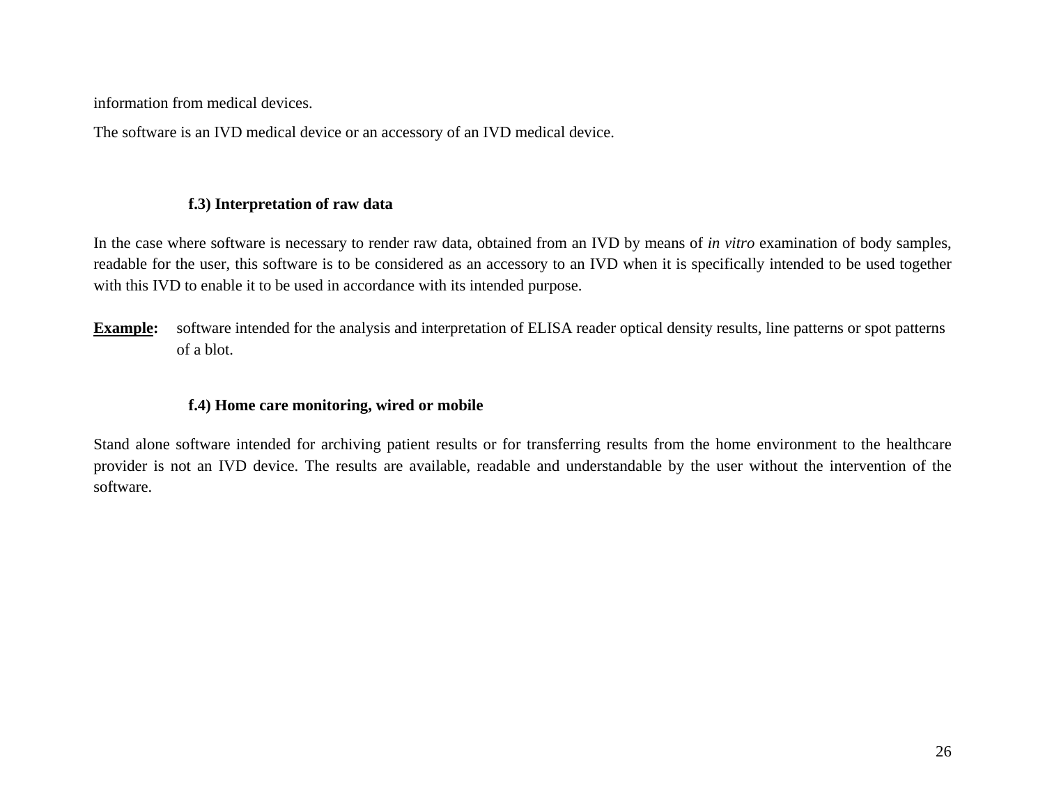information from medical devices.

The software is an IVD medical device or an accessory of an IVD medical device.

#### f.3) Interpretation of raw data

In the case where software is necessary to render raw data, obtained from an IVD by means of *in vitro* examination of body samples, readable for the user, this software is to be considered as an accessory to an IVD when it is specifically intended to be used together with this IVD to enable it to be used in accordance with its intended purpose.

**Example:** software intended for the analysis and interpretation of ELISA reader optical density results, line patterns or spot patterns of a blot.

#### f.4) Home care monitoring, wired or mobile

Stand alone software intended for archiving patient results or for transferring results from the home environment to the healthcare provider is not an IVD device. The results are available, readable and understandable by the user without the intervention of the software.